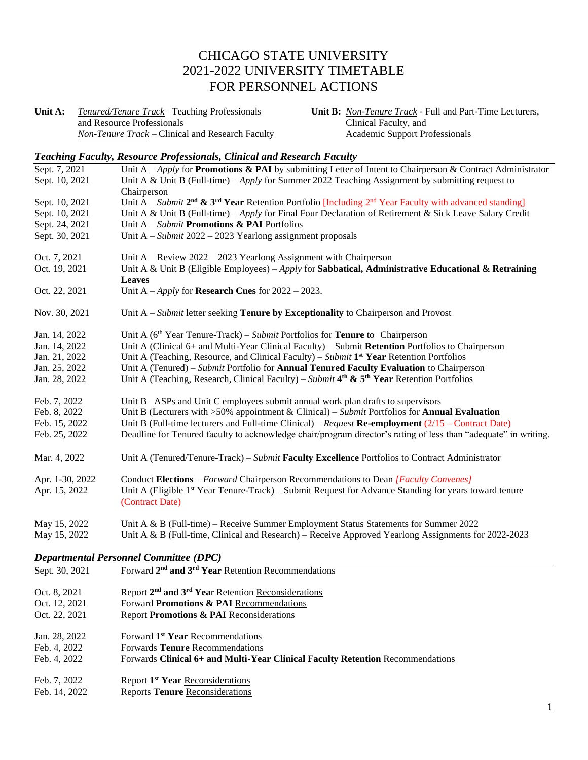# CHICAGO STATE UNIVERSITY
# 2021-2022 UNIVERSITY TIMETABLE
# FOR PERSONNEL ACTIONS

**Unit A:** *Tenured/Tenure Track* –Teaching Professionals and Resource Professionals
*Non-Tenure Track* – Clinical and Research Faculty

**Unit B:** *Non-Tenure Track* - Full and Part-Time Lecturers, Clinical Faculty, and Academic Support Professionals

### *Teaching Faculty, Resource Professionals, Clinical and Research Faculty*

| | |
|---|---|
| Sept. 7, 2021 | Unit A – *Apply* for **Promotions & PAI** by submitting Letter of Intent to Chairperson & Contract Administrator |
| Sept. 10, 2021 | Unit A & Unit B (Full-time) – *Apply* for Summer 2022 Teaching Assignment by submitting request to Chairperson |
| Sept. 10, 2021 | Unit A – *Submit* **2nd & 3rd Year** Retention Portfolio [Including 2nd Year Faculty with advanced standing] |
| Sept. 10, 2021 | Unit A & Unit B (Full-time) – *Apply* for Final Four Declaration of Retirement & Sick Leave Salary Credit |
| Sept. 24, 2021 | Unit A – *Submit* **Promotions & PAI** Portfolios |
| Sept. 30, 2021 | Unit A – *Submit* 2022 – 2023 Yearlong assignment proposals |
| Oct. 7, 2021 | Unit A – Review 2022 – 2023 Yearlong Assignment with Chairperson |
| Oct. 19, 2021 | Unit A & Unit B (Eligible Employees) – *Apply* for **Sabbatical, Administrative Educational & Retraining Leaves** |
| Oct. 22, 2021 | Unit A – *Apply* for **Research Cues** for 2022 – 2023. |
| Nov. 30, 2021 | Unit A – *Submit* letter seeking **Tenure by Exceptionality** to Chairperson and Provost |
| Jan. 14, 2022 | Unit A (6th Year Tenure-Track) – *Submit* Portfolios for **Tenure** to Chairperson |
| Jan. 14, 2022 | Unit A (Clinical 6+ and Multi-Year Clinical Faculty) – Submit **Retention** Portfolios to Chairperson |
| Jan. 21, 2022 | Unit A (Teaching, Resource, and Clinical Faculty) – *Submit* **1st Year** Retention Portfolios |
| Jan. 25, 2022 | Unit A (Tenured) – *Submit* Portfolio for **Annual Tenured Faculty Evaluation** to Chairperson |
| Jan. 28, 2022 | Unit A (Teaching, Research, Clinical Faculty) – *Submit* **4th & 5th Year** Retention Portfolios |
| Feb. 7, 2022 | Unit B –ASPs and Unit C employees submit annual work plan drafts to supervisors |
| Feb. 8, 2022 | Unit B (Lecturers with >50% appointment & Clinical) – *Submit* Portfolios for **Annual Evaluation** |
| Feb. 15, 2022 | Unit B (Full-time lecturers and Full-time Clinical) – *Request* **Re-employment** (2/15 – Contract Date) |
| Feb. 25, 2022 | Deadline for Tenured faculty to acknowledge chair/program director's rating of less than "adequate" in writing. |
| Mar. 4, 2022 | Unit A (Tenured/Tenure-Track) – *Submit* **Faculty Excellence** Portfolios to Contract Administrator |
| Apr. 1-30, 2022 | Conduct **Elections** – *Forward* Chairperson Recommendations to Dean *[Faculty Convenes]* |
| Apr. 15, 2022 | Unit A (Eligible 1st Year Tenure-Track) – Submit Request for Advance Standing for years toward tenure (Contract Date) |
| May 15, 2022 | Unit A & B (Full-time) – Receive Summer Employment Status Statements for Summer 2022 |
| May 15, 2022 | Unit A & B (Full-time, Clinical and Research) – Receive Approved Yearlong Assignments for 2022-2023 |

### *Departmental Personnel Committee (DPC)*

| | |
|---|---|
| Sept. 30, 2021 | Forward **2nd and 3rd Year** Retention Recommendations |
| Oct. 8, 2021 | Report **2nd and 3rd Year** Retention Reconsiderations |
| Oct. 12, 2021 | Forward **Promotions & PAI** Recommendations |
| Oct. 22, 2021 | Report **Promotions & PAI** Reconsiderations |
| Jan. 28, 2022 | Forward **1st Year** Recommendations |
| Feb. 4, 2022 | Forwards **Tenure** Recommendations |
| Feb. 4, 2022 | Forwards **Clinical 6+ and Multi-Year Clinical Faculty Retention** Recommendations |
| Feb. 7, 2022 | Report **1st Year** Reconsiderations |
| Feb. 14, 2022 | Reports **Tenure** Reconsiderations |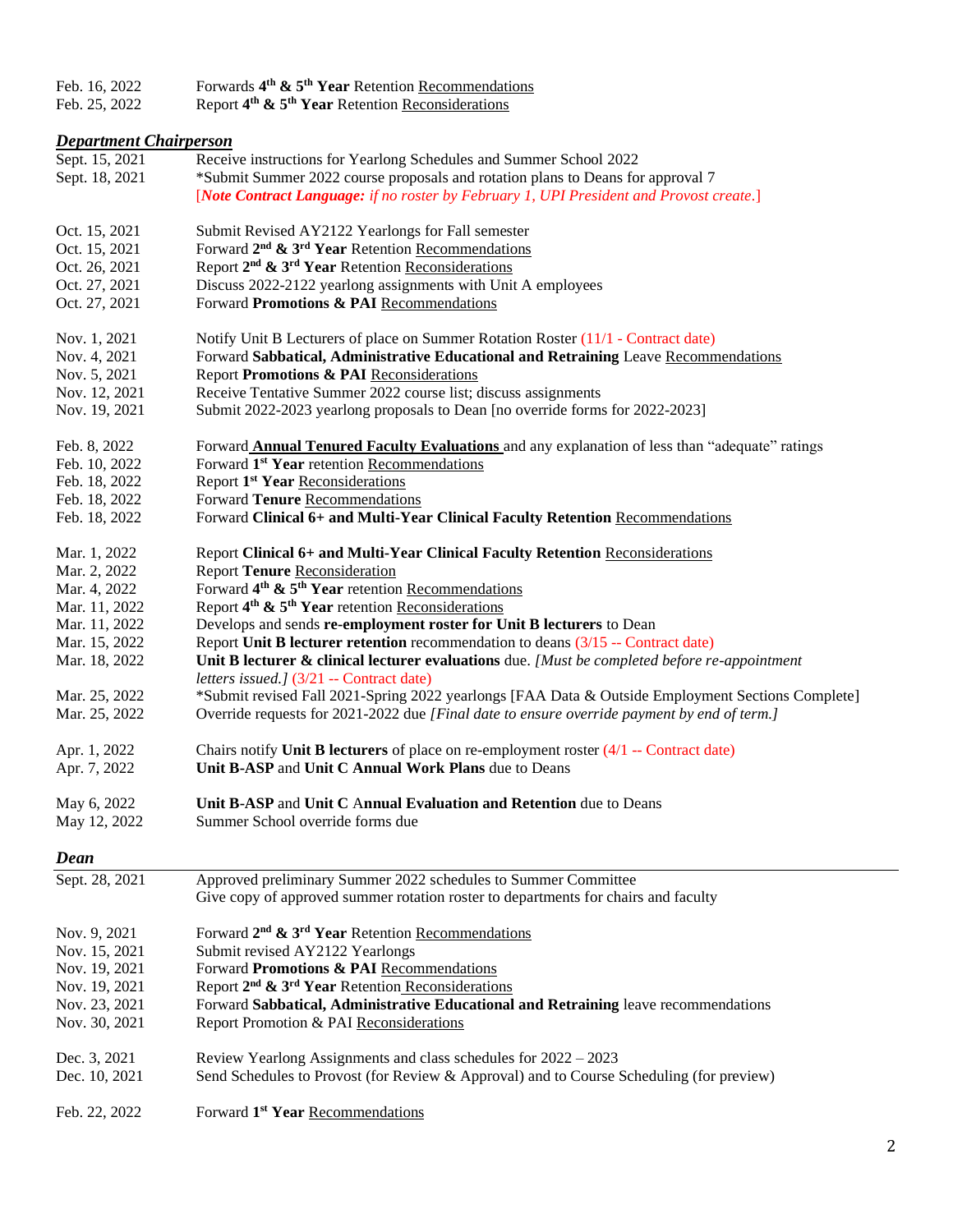| | |
|---|---|
| Feb. 16, 2022 | Forwards **4th & 5th Year** Retention Recommendations |
| Feb. 25, 2022 | Report **4th & 5th Year** Retention Reconsiderations |

### ***Department Chairperson***

| | |
|---|---|
| Sept. 15, 2021 | Receive instructions for Yearlong Schedules and Summer School 2022 |
| Sept. 18, 2021 | *Submit Summer 2022 course proposals and rotation plans to Deans for approval 7<br>[***Note Contract Language:*** *if no roster by February 1, UPI President and Provost create.*] |
| Oct. 15, 2021 | Submit Revised AY2122 Yearlongs for Fall semester |
| Oct. 15, 2021 | Forward **2nd & 3rd Year** Retention Recommendations |
| Oct. 26, 2021 | Report **2nd & 3rd Year** Retention Reconsiderations |
| Oct. 27, 2021 | Discuss 2022-2122 yearlong assignments with Unit A employees |
| Oct. 27, 2021 | Forward **Promotions & PAI** Recommendations |
| Nov. 1, 2021 | Notify Unit B Lecturers of place on Summer Rotation Roster (11/1 - Contract date) |
| Nov. 4, 2021 | Forward **Sabbatical, Administrative Educational and Retraining** Leave Recommendations |
| Nov. 5, 2021 | Report **Promotions & PAI** Reconsiderations |
| Nov. 12, 2021 | Receive Tentative Summer 2022 course list; discuss assignments |
| Nov. 19, 2021 | Submit 2022-2023 yearlong proposals to Dean [no override forms for 2022-2023] |
| Feb. 8, 2022 | Forward **Annual Tenured Faculty Evaluations** and any explanation of less than "adequate" ratings |
| Feb. 10, 2022 | Forward **1st Year** retention Recommendations |
| Feb. 18, 2022 | Report **1st Year** Reconsiderations |
| Feb. 18, 2022 | Forward **Tenure** Recommendations |
| Feb. 18, 2022 | Forward **Clinical 6+ and Multi-Year Clinical Faculty Retention** Recommendations |
| Mar. 1, 2022 | Report **Clinical 6+ and Multi-Year Clinical Faculty Retention** Reconsiderations |
| Mar. 2, 2022 | Report **Tenure** Reconsideration |
| Mar. 4, 2022 | Forward **4th & 5th Year** retention Recommendations |
| Mar. 11, 2022 | Report **4th & 5th Year** retention Reconsiderations |
| Mar. 11, 2022 | Develops and sends **re-employment roster for Unit B lecturers** to Dean |
| Mar. 15, 2022 | Report **Unit B lecturer retention** recommendation to deans (3/15 -- Contract date) |
| Mar. 18, 2022 | **Unit B lecturer & clinical lecturer evaluations** due. *[Must be completed before re-appointment letters issued.]* (3/21 -- Contract date) |
| Mar. 25, 2022 | *Submit revised Fall 2021-Spring 2022 yearlongs [FAA Data & Outside Employment Sections Complete] |
| Mar. 25, 2022 | Override requests for 2021-2022 due *[Final date to ensure override payment by end of term.]* |
| Apr. 1, 2022 | Chairs notify **Unit B lecturers** of place on re-employment roster (4/1 -- Contract date) |
| Apr. 7, 2022 | **Unit B-ASP** and **Unit C Annual Work Plans** due to Deans |
| May 6, 2022 | **Unit B-ASP** and **Unit C Annual Evaluation and Retention** due to Deans |
| May 12, 2022 | Summer School override forms due |

### ***Dean***

| | |
|---|---|
| Sept. 28, 2021 | Approved preliminary Summer 2022 schedules to Summer Committee<br>Give copy of approved summer rotation roster to departments for chairs and faculty |
| Nov. 9, 2021 | Forward **2nd & 3rd Year** Retention Recommendations |
| Nov. 15, 2021 | Submit revised AY2122 Yearlongs |
| Nov. 19, 2021 | Forward **Promotions & PAI** Recommendations |
| Nov. 19, 2021 | Report **2nd & 3rd Year** Retention Reconsiderations |
| Nov. 23, 2021 | Forward **Sabbatical, Administrative Educational and Retraining** leave recommendations |
| Nov. 30, 2021 | Report Promotion & PAI Reconsiderations |
| Dec. 3, 2021 | Review Yearlong Assignments and class schedules for 2022 – 2023 |
| Dec. 10, 2021 | Send Schedules to Provost (for Review & Approval) and to Course Scheduling (for preview) |
| Feb. 22, 2022 | Forward **1st Year** Recommendations |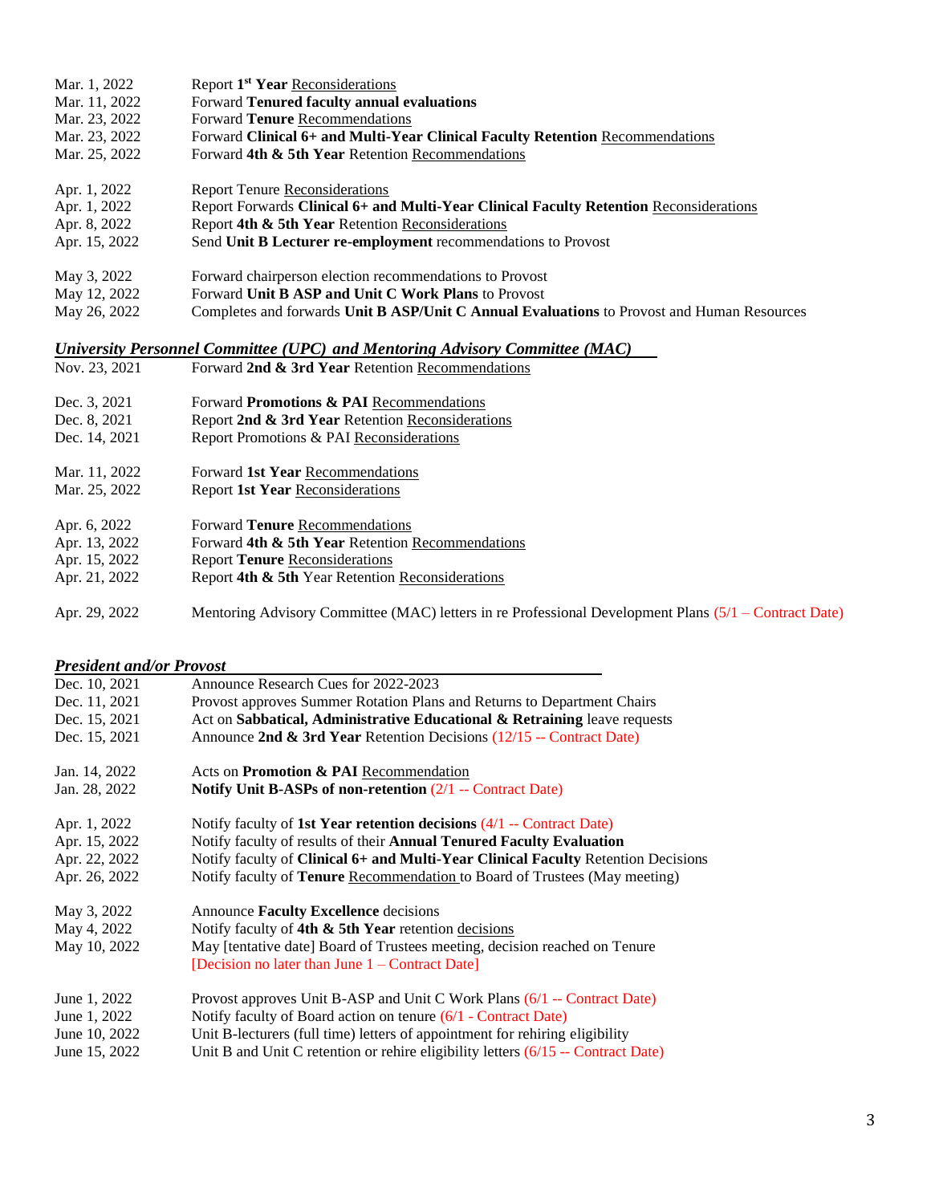| | |
|---|---|
| Mar. 1, 2022 | Report **1st Year** Reconsiderations |
| Mar. 11, 2022 | Forward **Tenured faculty annual evaluations** |
| Mar. 23, 2022 | Forward **Tenure** Recommendations |
| Mar. 23, 2022 | Forward **Clinical 6+ and Multi-Year Clinical Faculty Retention** Recommendations |
| Mar. 25, 2022 | Forward **4th & 5th Year** Retention Recommendations |
| Apr. 1, 2022 | Report Tenure Reconsiderations |
| Apr. 1, 2022 | Report Forwards **Clinical 6+ and Multi-Year Clinical Faculty Retention** Reconsiderations |
| Apr. 8, 2022 | Report **4th & 5th Year** Retention Reconsiderations |
| Apr. 15, 2022 | Send **Unit B Lecturer re-employment** recommendations to Provost |
| May 3, 2022 | Forward chairperson election recommendations to Provost |
| May 12, 2022 | Forward **Unit B ASP and Unit C Work Plans** to Provost |
| May 26, 2022 | Completes and forwards **Unit B ASP/Unit C Annual Evaluations** to Provost and Human Resources |

***University Personnel Committee (UPC) and Mentoring Advisory Committee (MAC)***

| | |
|---|---|
| Nov. 23, 2021 | Forward **2nd & 3rd Year** Retention Recommendations |
| Dec. 3, 2021 | Forward **Promotions & PAI** Recommendations |
| Dec. 8, 2021 | Report **2nd & 3rd Year** Retention Reconsiderations |
| Dec. 14, 2021 | Report Promotions & PAI Reconsiderations |
| Mar. 11, 2022 | Forward **1st Year** Recommendations |
| Mar. 25, 2022 | Report **1st Year** Reconsiderations |
| Apr. 6, 2022 | Forward **Tenure** Recommendations |
| Apr. 13, 2022 | Forward **4th & 5th Year** Retention Recommendations |
| Apr. 15, 2022 | Report **Tenure** Reconsiderations |
| Apr. 21, 2022 | Report **4th & 5th** Year Retention Reconsiderations |
| Apr. 29, 2022 | Mentoring Advisory Committee (MAC) letters in re Professional Development Plans (5/1 – Contract Date) |

***President and/or Provost***

| | |
|---|---|
| Dec. 10, 2021 | Announce Research Cues for 2022-2023 |
| Dec. 11, 2021 | Provost approves Summer Rotation Plans and Returns to Department Chairs |
| Dec. 15, 2021 | Act on **Sabbatical, Administrative Educational & Retraining** leave requests |
| Dec. 15, 2021 | Announce **2nd & 3rd Year** Retention Decisions (12/15 -- Contract Date) |
| Jan. 14, 2022 | Acts on **Promotion & PAI** Recommendation |
| Jan. 28, 2022 | **Notify Unit B-ASPs of non-retention** (2/1 -- Contract Date) |
| Apr. 1, 2022 | Notify faculty of **1st Year retention decisions** (4/1 -- Contract Date) |
| Apr. 15, 2022 | Notify faculty of results of their **Annual Tenured Faculty Evaluation** |
| Apr. 22, 2022 | Notify faculty of **Clinical 6+ and Multi-Year Clinical Faculty** Retention Decisions |
| Apr. 26, 2022 | Notify faculty of **Tenure** Recommendation to Board of Trustees (May meeting) |
| May 3, 2022 | Announce **Faculty Excellence** decisions |
| May 4, 2022 | Notify faculty of **4th & 5th Year** retention decisions |
| May 10, 2022 | May [tentative date] Board of Trustees meeting, decision reached on Tenure [Decision no later than June 1 – Contract Date] |
| June 1, 2022 | Provost approves Unit B-ASP and Unit C Work Plans (6/1 -- Contract Date) |
| June 1, 2022 | Notify faculty of Board action on tenure (6/1 - Contract Date) |
| June 10, 2022 | Unit B-lecturers (full time) letters of appointment for rehiring eligibility |
| June 15, 2022 | Unit B and Unit C retention or rehire eligibility letters (6/15 -- Contract Date) |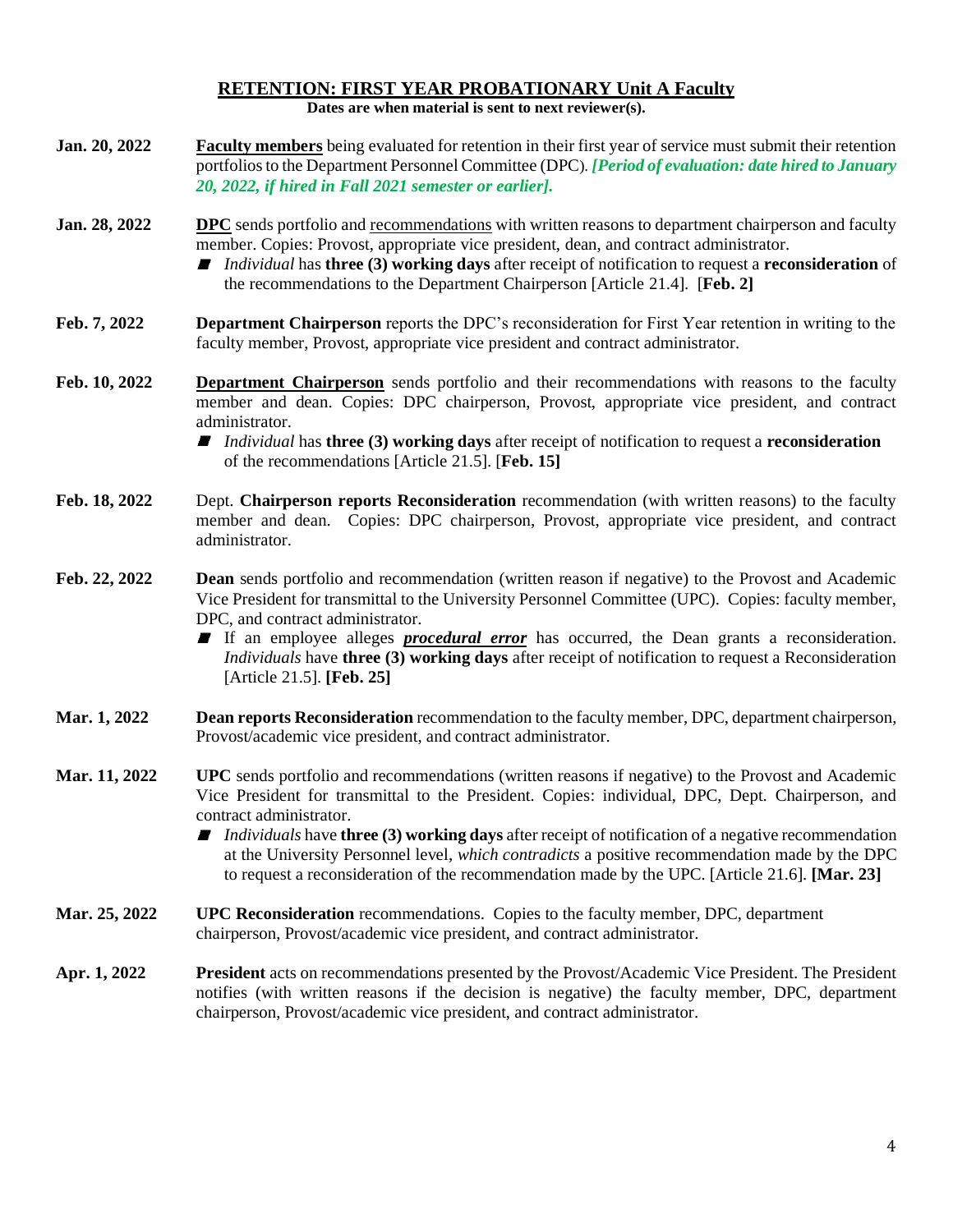## RETENTION: FIRST YEAR PROBATIONARY Unit A Faculty

**Dates are when material is sent to next reviewer(s).**

**Jan. 20, 2022** — **Faculty members** being evaluated for retention in their first year of service must submit their retention portfolios to the Department Personnel Committee (DPC). ***[Period of evaluation: date hired to January 20, 2022, if hired in Fall 2021 semester or earlier].***

**Jan. 28, 2022** — **DPC** sends portfolio and recommendations with written reasons to department chairperson and faculty member. Copies: Provost, appropriate vice president, dean, and contract administrator.

- *Individual* has **three (3) working days** after receipt of notification to request a **reconsideration** of the recommendations to the Department Chairperson [Article 21.4]. [**Feb. 2]**

**Feb. 7, 2022** — **Department Chairperson** reports the DPC's reconsideration for First Year retention in writing to the faculty member, Provost, appropriate vice president and contract administrator.

**Feb. 10, 2022** — **Department Chairperson** sends portfolio and their recommendations with reasons to the faculty member and dean. Copies: DPC chairperson, Provost, appropriate vice president, and contract administrator.

- *Individual* has **three (3) working days** after receipt of notification to request a **reconsideration** of the recommendations [Article 21.5]. [**Feb. 15]**

**Feb. 18, 2022** — Dept. **Chairperson reports Reconsideration** recommendation (with written reasons) to the faculty member and dean. Copies: DPC chairperson, Provost, appropriate vice president, and contract administrator.

**Feb. 22, 2022** — **Dean** sends portfolio and recommendation (written reason if negative) to the Provost and Academic Vice President for transmittal to the University Personnel Committee (UPC). Copies: faculty member, DPC, and contract administrator.

- If an employee alleges ***procedural error*** has occurred, the Dean grants a reconsideration. *Individuals* have **three (3) working days** after receipt of notification to request a Reconsideration [Article 21.5]. **[Feb. 25]**

**Mar. 1, 2022** — **Dean reports Reconsideration** recommendation to the faculty member, DPC, department chairperson, Provost/academic vice president, and contract administrator.

**Mar. 11, 2022** — **UPC** sends portfolio and recommendations (written reasons if negative) to the Provost and Academic Vice President for transmittal to the President. Copies: individual, DPC, Dept. Chairperson, and contract administrator.

- *Individuals* have **three (3) working days** after receipt of notification of a negative recommendation at the University Personnel level, *which contradicts* a positive recommendation made by the DPC to request a reconsideration of the recommendation made by the UPC. [Article 21.6]. **[Mar. 23]**

**Mar. 25, 2022** — **UPC Reconsideration** recommendations. Copies to the faculty member, DPC, department chairperson, Provost/academic vice president, and contract administrator.

**Apr. 1, 2022** — **President** acts on recommendations presented by the Provost/Academic Vice President. The President notifies (with written reasons if the decision is negative) the faculty member, DPC, department chairperson, Provost/academic vice president, and contract administrator.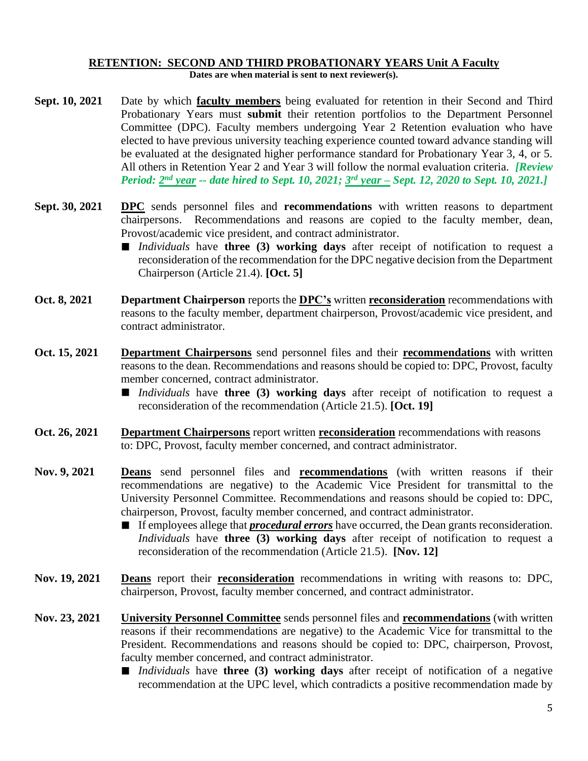## RETENTION: SECOND AND THIRD PROBATIONARY YEARS Unit A Faculty

**Dates are when material is sent to next reviewer(s).**

**Sept. 10, 2021** Date by which **faculty members** being evaluated for retention in their Second and Third Probationary Years must **submit** their retention portfolios to the Department Personnel Committee (DPC). Faculty members undergoing Year 2 Retention evaluation who have elected to have previous university teaching experience counted toward advance standing will be evaluated at the designated higher performance standard for Probationary Year 3, 4, or 5. All others in Retention Year 2 and Year 3 will follow the normal evaluation criteria. ***[Review Period: 2nd year -- date hired to Sept. 10, 2021; 3rd year – Sept. 12, 2020 to Sept. 10, 2021.]***

**Sept. 30, 2021** **DPC** sends personnel files and **recommendations** with written reasons to department chairpersons. Recommendations and reasons are copied to the faculty member, dean, Provost/academic vice president, and contract administrator.

- *Individuals* have **three (3) working days** after receipt of notification to request a reconsideration of the recommendation for the DPC negative decision from the Department Chairperson (Article 21.4). **[Oct. 5]**

**Oct. 8, 2021** **Department Chairperson** reports the **DPC's** written **reconsideration** recommendations with reasons to the faculty member, department chairperson, Provost/academic vice president, and contract administrator.

**Oct. 15, 2021** **Department Chairpersons** send personnel files and their **recommendations** with written reasons to the dean. Recommendations and reasons should be copied to: DPC, Provost, faculty member concerned, contract administrator.

- *Individuals* have **three (3) working days** after receipt of notification to request a reconsideration of the recommendation (Article 21.5). **[Oct. 19]**

**Oct. 26, 2021** **Department Chairpersons** report written **reconsideration** recommendations with reasons to: DPC, Provost, faculty member concerned, and contract administrator.

**Nov. 9, 2021** **Deans** send personnel files and **recommendations** (with written reasons if their recommendations are negative) to the Academic Vice President for transmittal to the University Personnel Committee. Recommendations and reasons should be copied to: DPC, chairperson, Provost, faculty member concerned, and contract administrator.

- If employees allege that ***procedural errors*** have occurred, the Dean grants reconsideration. *Individuals* have **three (3) working days** after receipt of notification to request a reconsideration of the recommendation (Article 21.5). **[Nov. 12]**

**Nov. 19, 2021** **Deans** report their **reconsideration** recommendations in writing with reasons to: DPC, chairperson, Provost, faculty member concerned, and contract administrator.

**Nov. 23, 2021** **University Personnel Committee** sends personnel files and **recommendations** (with written reasons if their recommendations are negative) to the Academic Vice for transmittal to the President. Recommendations and reasons should be copied to: DPC, chairperson, Provost, faculty member concerned, and contract administrator.

- *Individuals* have **three (3) working days** after receipt of notification of a negative recommendation at the UPC level, which contradicts a positive recommendation made by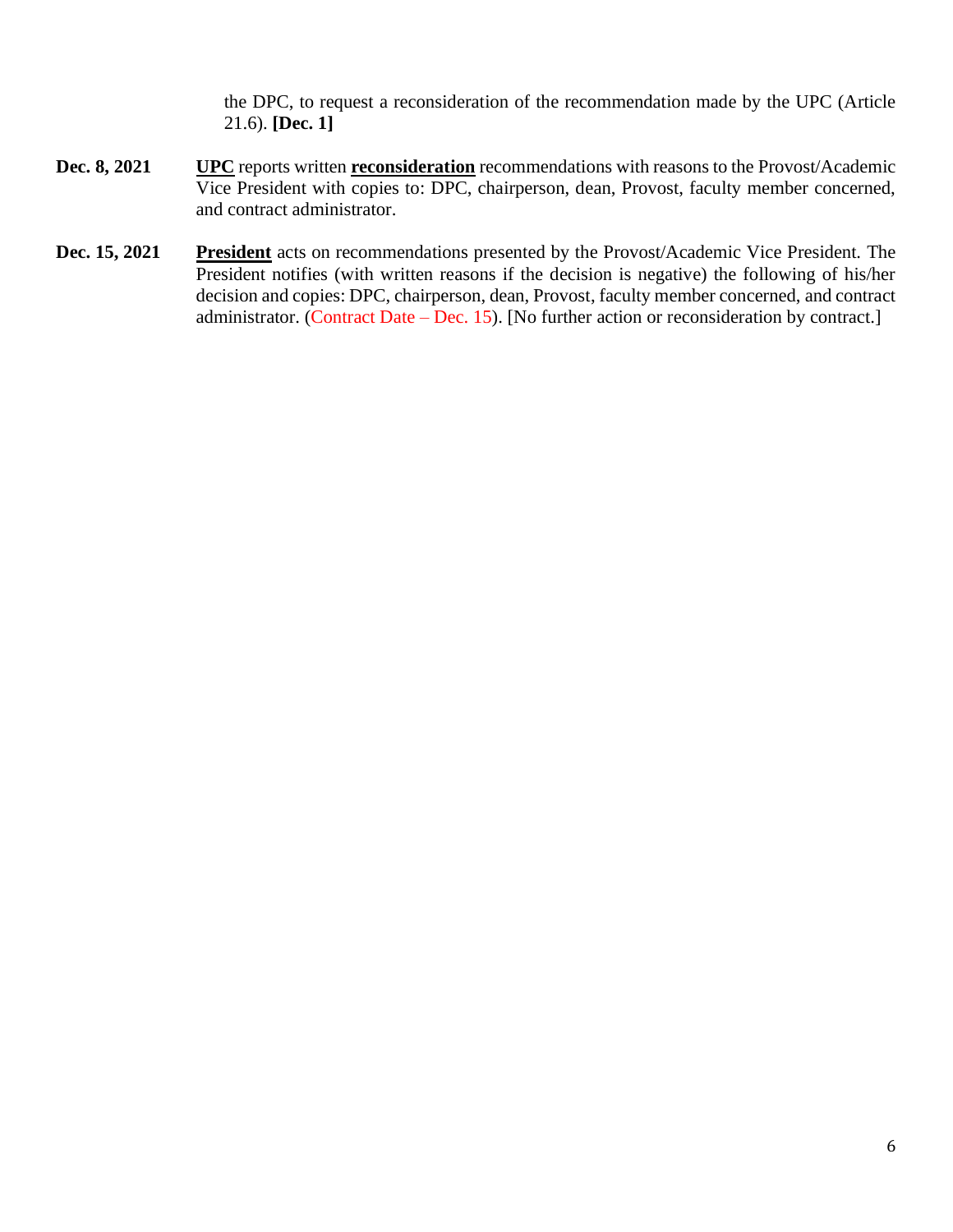the DPC, to request a reconsideration of the recommendation made by the UPC (Article 21.6). **[Dec. 1]**

**Dec. 8, 2021** **UPC** reports written **reconsideration** recommendations with reasons to the Provost/Academic Vice President with copies to: DPC, chairperson, dean, Provost, faculty member concerned, and contract administrator.

**Dec. 15, 2021** **President** acts on recommendations presented by the Provost/Academic Vice President. The President notifies (with written reasons if the decision is negative) the following of his/her decision and copies: DPC, chairperson, dean, Provost, faculty member concerned, and contract administrator. (Contract Date – Dec. 15). [No further action or reconsideration by contract.]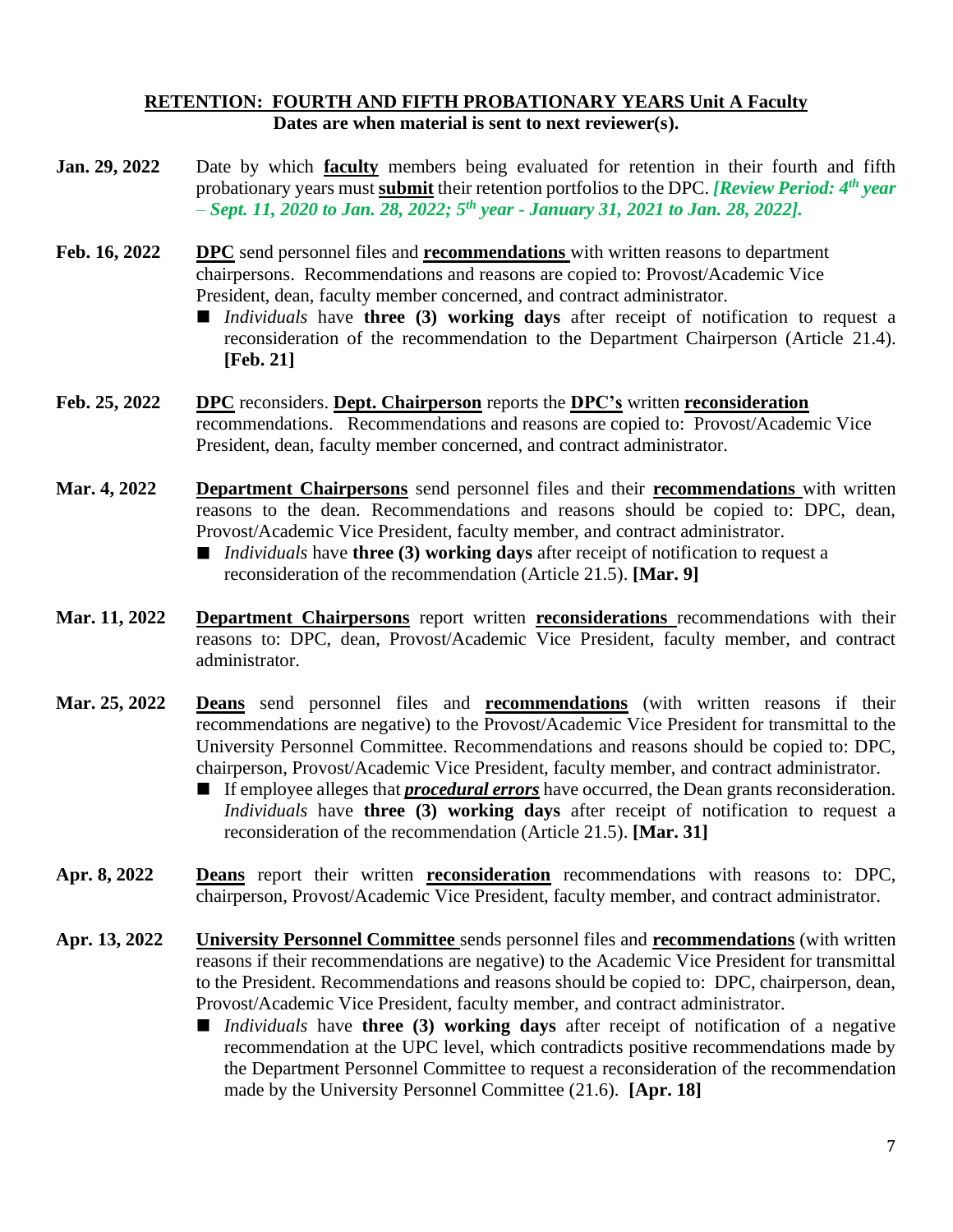## RETENTION: FOURTH AND FIFTH PROBATIONARY YEARS Unit A Faculty

**Dates are when material is sent to next reviewer(s).**

**Jan. 29, 2022** — Date by which **faculty** members being evaluated for retention in their fourth and fifth probationary years must **submit** their retention portfolios to the DPC. ***[Review Period: 4th year – Sept. 11, 2020 to Jan. 28, 2022; 5th year - January 31, 2021 to Jan. 28, 2022].***

**Feb. 16, 2022** — **DPC** send personnel files and **recommendations** with written reasons to department chairpersons. Recommendations and reasons are copied to: Provost/Academic Vice President, dean, faculty member concerned, and contract administrator.

- *Individuals* have **three (3) working days** after receipt of notification to request a reconsideration of the recommendation to the Department Chairperson (Article 21.4). **[Feb. 21]**

**Feb. 25, 2022** — **DPC** reconsiders. **Dept. Chairperson** reports the **DPC's** written **reconsideration** recommendations. Recommendations and reasons are copied to: Provost/Academic Vice President, dean, faculty member concerned, and contract administrator.

**Mar. 4, 2022** — **Department Chairpersons** send personnel files and their **recommendations** with written reasons to the dean. Recommendations and reasons should be copied to: DPC, dean, Provost/Academic Vice President, faculty member, and contract administrator.

- *Individuals* have **three (3) working days** after receipt of notification to request a reconsideration of the recommendation (Article 21.5). **[Mar. 9]**

**Mar. 11, 2022** — **Department Chairpersons** report written **reconsiderations** recommendations with their reasons to: DPC, dean, Provost/Academic Vice President, faculty member, and contract administrator.

**Mar. 25, 2022** — **Deans** send personnel files and **recommendations** (with written reasons if their recommendations are negative) to the Provost/Academic Vice President for transmittal to the University Personnel Committee. Recommendations and reasons should be copied to: DPC, chairperson, Provost/Academic Vice President, faculty member, and contract administrator.

- If employee alleges that ***procedural errors*** have occurred, the Dean grants reconsideration. *Individuals* have **three (3) working days** after receipt of notification to request a reconsideration of the recommendation (Article 21.5). **[Mar. 31]**

**Apr. 8, 2022** — **Deans** report their written **reconsideration** recommendations with reasons to: DPC, chairperson, Provost/Academic Vice President, faculty member, and contract administrator.

**Apr. 13, 2022** — **University Personnel Committee** sends personnel files and **recommendations** (with written reasons if their recommendations are negative) to the Academic Vice President for transmittal to the President. Recommendations and reasons should be copied to: DPC, chairperson, dean, Provost/Academic Vice President, faculty member, and contract administrator.

- *Individuals* have **three (3) working days** after receipt of notification of a negative recommendation at the UPC level, which contradicts positive recommendations made by the Department Personnel Committee to request a reconsideration of the recommendation made by the University Personnel Committee (21.6). **[Apr. 18]**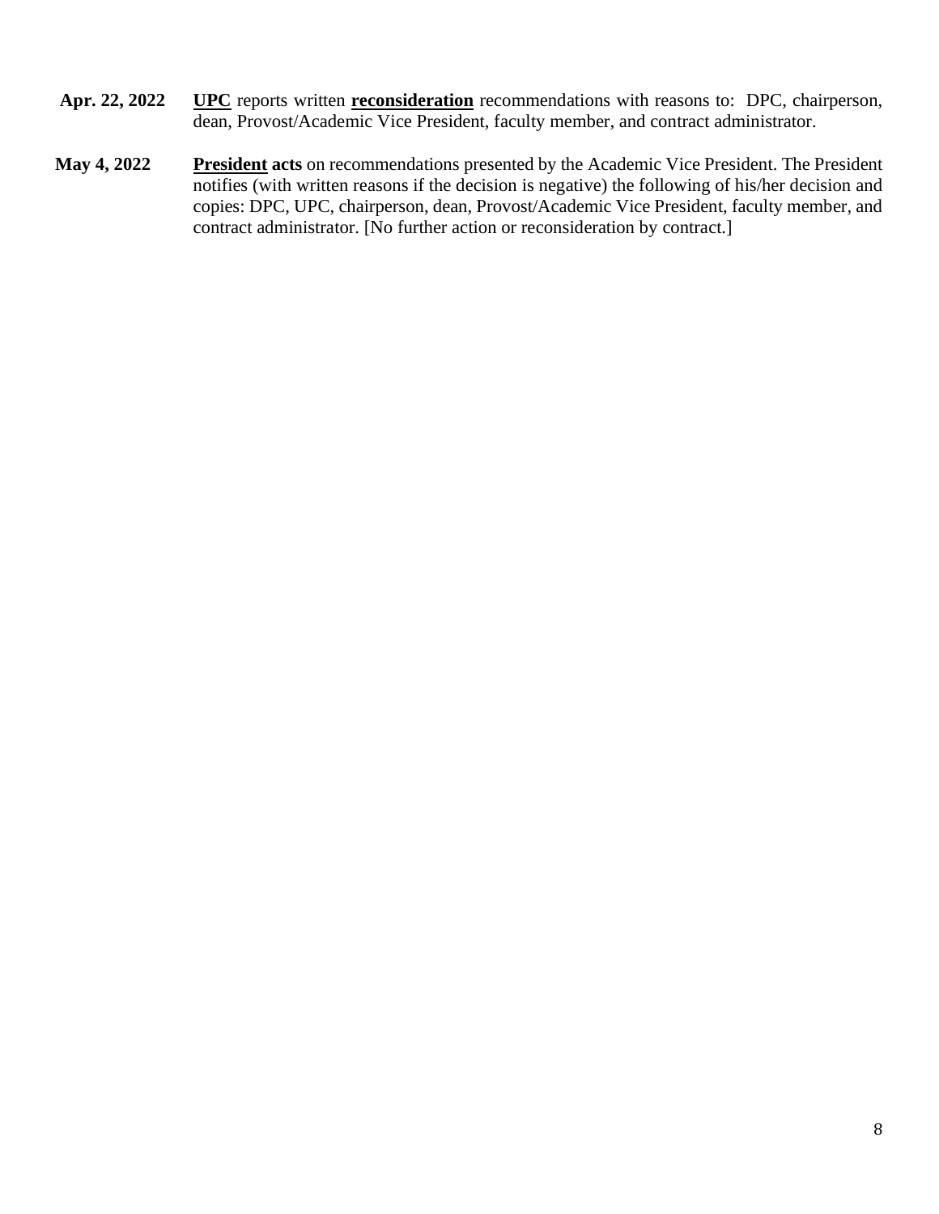**Apr. 22, 2022** **UPC** reports written **reconsideration** recommendations with reasons to: DPC, chairperson, dean, Provost/Academic Vice President, faculty member, and contract administrator.

**May 4, 2022** **President acts** on recommendations presented by the Academic Vice President. The President notifies (with written reasons if the decision is negative) the following of his/her decision and copies: DPC, UPC, chairperson, dean, Provost/Academic Vice President, faculty member, and contract administrator. [No further action or reconsideration by contract.]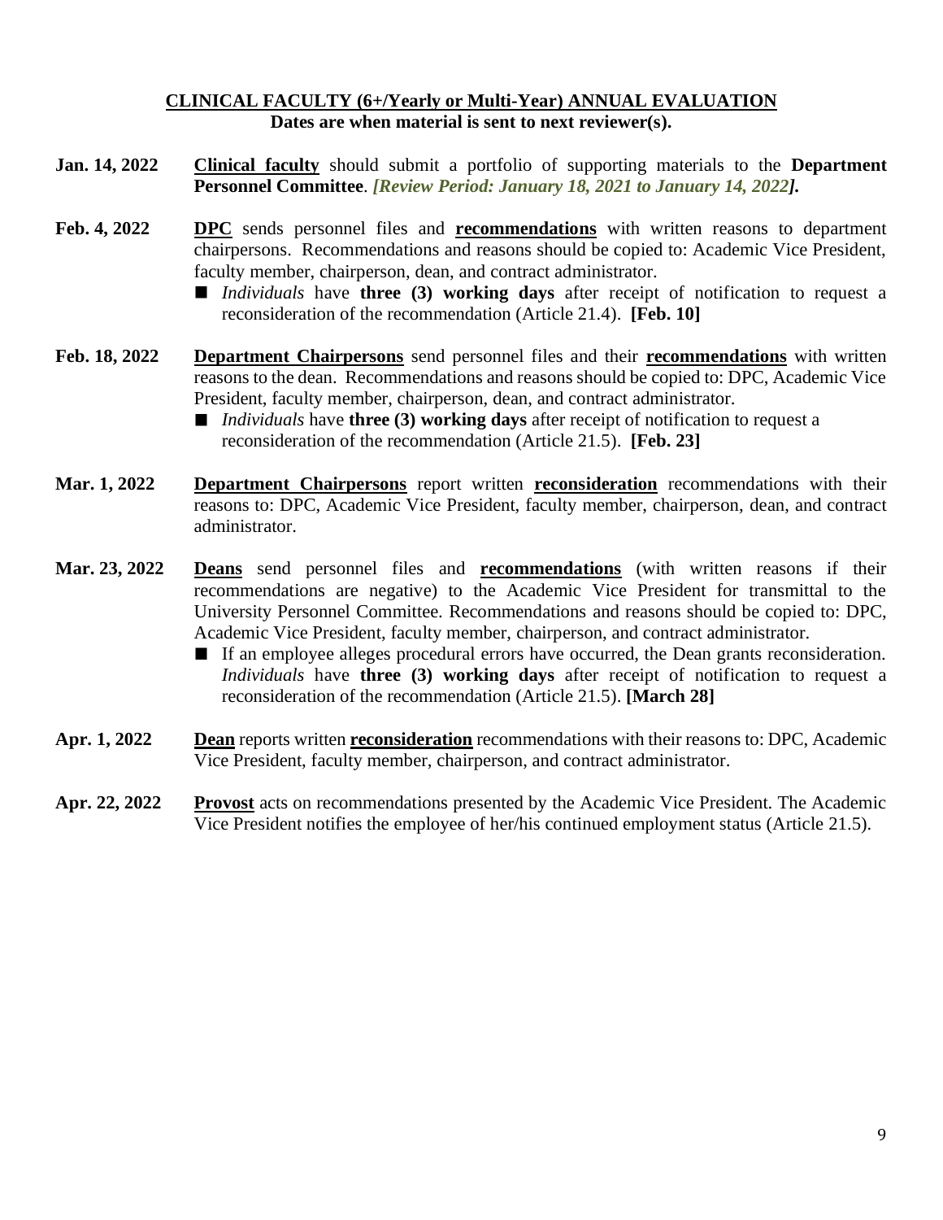## CLINICAL FACULTY (6+/Yearly or Multi-Year) ANNUAL EVALUATION

**Dates are when material is sent to next reviewer(s).**

**Jan. 14, 2022** **Clinical faculty** should submit a portfolio of supporting materials to the **Department Personnel Committee**. ***[Review Period: January 18, 2021 to January 14, 2022].***

**Feb. 4, 2022** **DPC** sends personnel files and **recommendations** with written reasons to department chairpersons. Recommendations and reasons should be copied to: Academic Vice President, faculty member, chairperson, dean, and contract administrator.

- *Individuals* have **three (3) working days** after receipt of notification to request a reconsideration of the recommendation (Article 21.4). **[Feb. 10]**

**Feb. 18, 2022** **Department Chairpersons** send personnel files and their **recommendations** with written reasons to the dean. Recommendations and reasons should be copied to: DPC, Academic Vice President, faculty member, chairperson, dean, and contract administrator.

- *Individuals* have **three (3) working days** after receipt of notification to request a reconsideration of the recommendation (Article 21.5). **[Feb. 23]**

**Mar. 1, 2022** **Department Chairpersons** report written **reconsideration** recommendations with their reasons to: DPC, Academic Vice President, faculty member, chairperson, dean, and contract administrator.

**Mar. 23, 2022** **Deans** send personnel files and **recommendations** (with written reasons if their recommendations are negative) to the Academic Vice President for transmittal to the University Personnel Committee. Recommendations and reasons should be copied to: DPC, Academic Vice President, faculty member, chairperson, and contract administrator.

- If an employee alleges procedural errors have occurred, the Dean grants reconsideration. *Individuals* have **three (3) working days** after receipt of notification to request a reconsideration of the recommendation (Article 21.5). **[March 28]**

**Apr. 1, 2022** **Dean** reports written **reconsideration** recommendations with their reasons to: DPC, Academic Vice President, faculty member, chairperson, and contract administrator.

**Apr. 22, 2022** **Provost** acts on recommendations presented by the Academic Vice President. The Academic Vice President notifies the employee of her/his continued employment status (Article 21.5).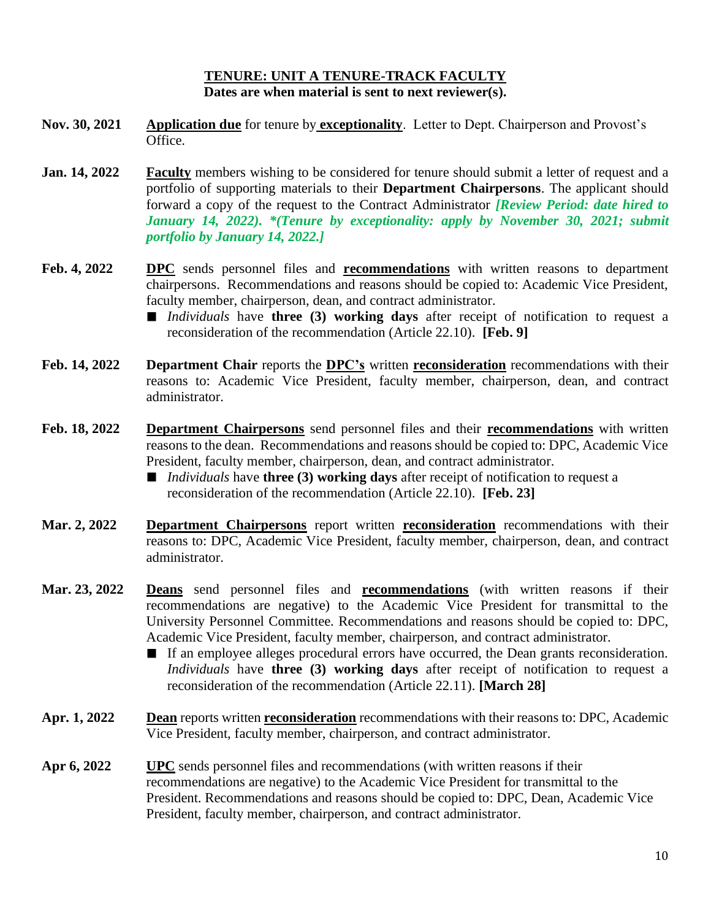**<u>TENURE: UNIT A TENURE-TRACK FACULTY</u>**

**Dates are when material is sent to next reviewer(s).**

**Nov. 30, 2021** — **<u>Application due</u>** for tenure by **<u>exceptionality</u>**. Letter to Dept. Chairperson and Provost's Office.

**Jan. 14, 2022** — **<u>Faculty</u>** members wishing to be considered for tenure should submit a letter of request and a portfolio of supporting materials to their **Department Chairpersons**. The applicant should forward a copy of the request to the Contract Administrator ***[Review Period: date hired to January 14, 2022). *(Tenure by exceptionality: apply by November 30, 2021; submit portfolio by January 14, 2022.]***

**Feb. 4, 2022** — **<u>DPC</u>** sends personnel files and **<u>recommendations</u>** with written reasons to department chairpersons. Recommendations and reasons should be copied to: Academic Vice President, faculty member, chairperson, dean, and contract administrator.

- *Individuals* have **three (3) working days** after receipt of notification to request a reconsideration of the recommendation (Article 22.10). **[Feb. 9]**

**Feb. 14, 2022** — **Department Chair** reports the **<u>DPC's</u>** written **<u>reconsideration</u>** recommendations with their reasons to: Academic Vice President, faculty member, chairperson, dean, and contract administrator.

**Feb. 18, 2022** — **<u>Department Chairpersons</u>** send personnel files and their **<u>recommendations</u>** with written reasons to the dean. Recommendations and reasons should be copied to: DPC, Academic Vice President, faculty member, chairperson, dean, and contract administrator.

- *Individuals* have **three (3) working days** after receipt of notification to request a reconsideration of the recommendation (Article 22.10). **[Feb. 23]**

**Mar. 2, 2022** — **<u>Department Chairpersons</u>** report written **<u>reconsideration</u>** recommendations with their reasons to: DPC, Academic Vice President, faculty member, chairperson, dean, and contract administrator.

**Mar. 23, 2022** — **<u>Deans</u>** send personnel files and **<u>recommendations</u>** (with written reasons if their recommendations are negative) to the Academic Vice President for transmittal to the University Personnel Committee. Recommendations and reasons should be copied to: DPC, Academic Vice President, faculty member, chairperson, and contract administrator.

- If an employee alleges procedural errors have occurred, the Dean grants reconsideration. *Individuals* have **three (3) working days** after receipt of notification to request a reconsideration of the recommendation (Article 22.11). **[March 28]**

**Apr. 1, 2022** — **<u>Dean</u>** reports written **<u>reconsideration</u>** recommendations with their reasons to: DPC, Academic Vice President, faculty member, chairperson, and contract administrator.

**Apr 6, 2022** — **<u>UPC</u>** sends personnel files and recommendations (with written reasons if their recommendations are negative) to the Academic Vice President for transmittal to the President. Recommendations and reasons should be copied to: DPC, Dean, Academic Vice President, faculty member, chairperson, and contract administrator.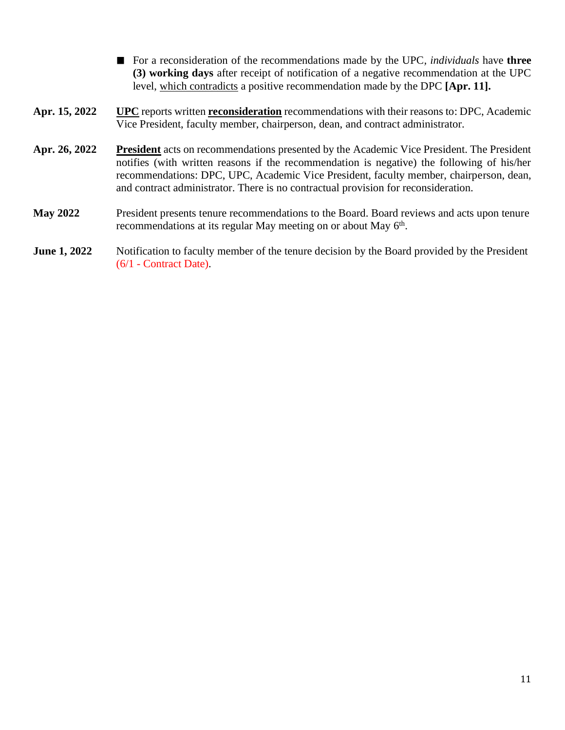- For a reconsideration of the recommendations made by the UPC, *individuals* have **three (3) working days** after receipt of notification of a negative recommendation at the UPC level, <u>which contradicts</u> a positive recommendation made by the DPC **[Apr. 11].**

**Apr. 15, 2022** — **<u>UPC</u>** reports written **<u>reconsideration</u>** recommendations with their reasons to: DPC, Academic Vice President, faculty member, chairperson, dean, and contract administrator.

**Apr. 26, 2022** — **<u>President</u>** acts on recommendations presented by the Academic Vice President. The President notifies (with written reasons if the recommendation is negative) the following of his/her recommendations: DPC, UPC, Academic Vice President, faculty member, chairperson, dean, and contract administrator. There is no contractual provision for reconsideration.

**May 2022** — President presents tenure recommendations to the Board. Board reviews and acts upon tenure recommendations at its regular May meeting on or about May 6th.

**June 1, 2022** — Notification to faculty member of the tenure decision by the Board provided by the President (6/1 - Contract Date).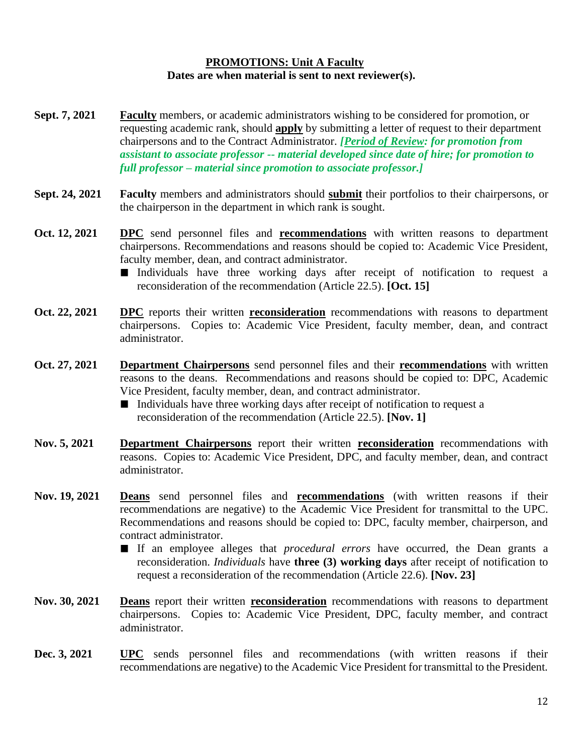**PROMOTIONS: Unit A Faculty**

**Dates are when material is sent to next reviewer(s).**

**Sept. 7, 2021** — **Faculty** members, or academic administrators wishing to be considered for promotion, or requesting academic rank, should **apply** by submitting a letter of request to their department chairpersons and to the Contract Administrator. ***[Period of Review: for promotion from assistant to associate professor -- material developed since date of hire; for promotion to full professor – material since promotion to associate professor.]***

**Sept. 24, 2021** — **Faculty** members and administrators should **submit** their portfolios to their chairpersons, or the chairperson in the department in which rank is sought.

**Oct. 12, 2021** — **DPC** send personnel files and **recommendations** with written reasons to department chairpersons. Recommendations and reasons should be copied to: Academic Vice President, faculty member, dean, and contract administrator.

- Individuals have three working days after receipt of notification to request a reconsideration of the recommendation (Article 22.5). **[Oct. 15]**

**Oct. 22, 2021** — **DPC** reports their written **reconsideration** recommendations with reasons to department chairpersons. Copies to: Academic Vice President, faculty member, dean, and contract administrator.

**Oct. 27, 2021** — **Department Chairpersons** send personnel files and their **recommendations** with written reasons to the deans. Recommendations and reasons should be copied to: DPC, Academic Vice President, faculty member, dean, and contract administrator.

- Individuals have three working days after receipt of notification to request a reconsideration of the recommendation (Article 22.5). **[Nov. 1]**

**Nov. 5, 2021** — **Department Chairpersons** report their written **reconsideration** recommendations with reasons. Copies to: Academic Vice President, DPC, and faculty member, dean, and contract administrator.

**Nov. 19, 2021** — **Deans** send personnel files and **recommendations** (with written reasons if their recommendations are negative) to the Academic Vice President for transmittal to the UPC. Recommendations and reasons should be copied to: DPC, faculty member, chairperson, and contract administrator.

- If an employee alleges that *procedural errors* have occurred, the Dean grants a reconsideration. *Individuals* have **three (3) working days** after receipt of notification to request a reconsideration of the recommendation (Article 22.6). **[Nov. 23]**

**Nov. 30, 2021** — **Deans** report their written **reconsideration** recommendations with reasons to department chairpersons. Copies to: Academic Vice President, DPC, faculty member, and contract administrator.

**Dec. 3, 2021** — **UPC** sends personnel files and recommendations (with written reasons if their recommendations are negative) to the Academic Vice President for transmittal to the President.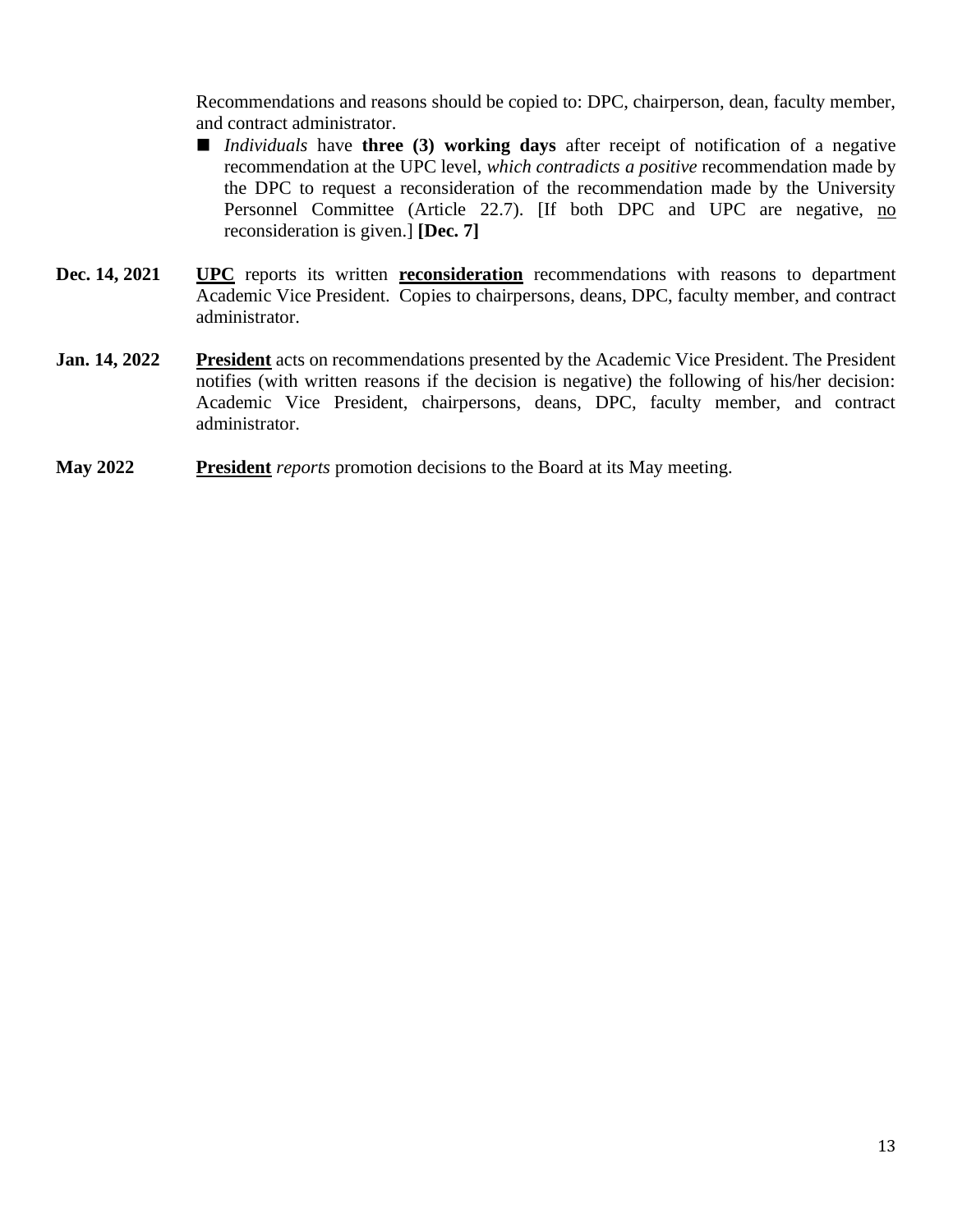Recommendations and reasons should be copied to: DPC, chairperson, dean, faculty member, and contract administrator.

- *Individuals* have **three (3) working days** after receipt of notification of a negative recommendation at the UPC level, *which contradicts a positive* recommendation made by the DPC to request a reconsideration of the recommendation made by the University Personnel Committee (Article 22.7). [If both DPC and UPC are negative, <u>no</u> reconsideration is given.] **[Dec. 7]**

**Dec. 14, 2021** **<u>UPC</u>** reports its written **<u>reconsideration</u>** recommendations with reasons to department Academic Vice President. Copies to chairpersons, deans, DPC, faculty member, and contract administrator.

**Jan. 14, 2022** **<u>President</u>** acts on recommendations presented by the Academic Vice President. The President notifies (with written reasons if the decision is negative) the following of his/her decision: Academic Vice President, chairpersons, deans, DPC, faculty member, and contract administrator.

**May 2022** **<u>President</u>** *reports* promotion decisions to the Board at its May meeting.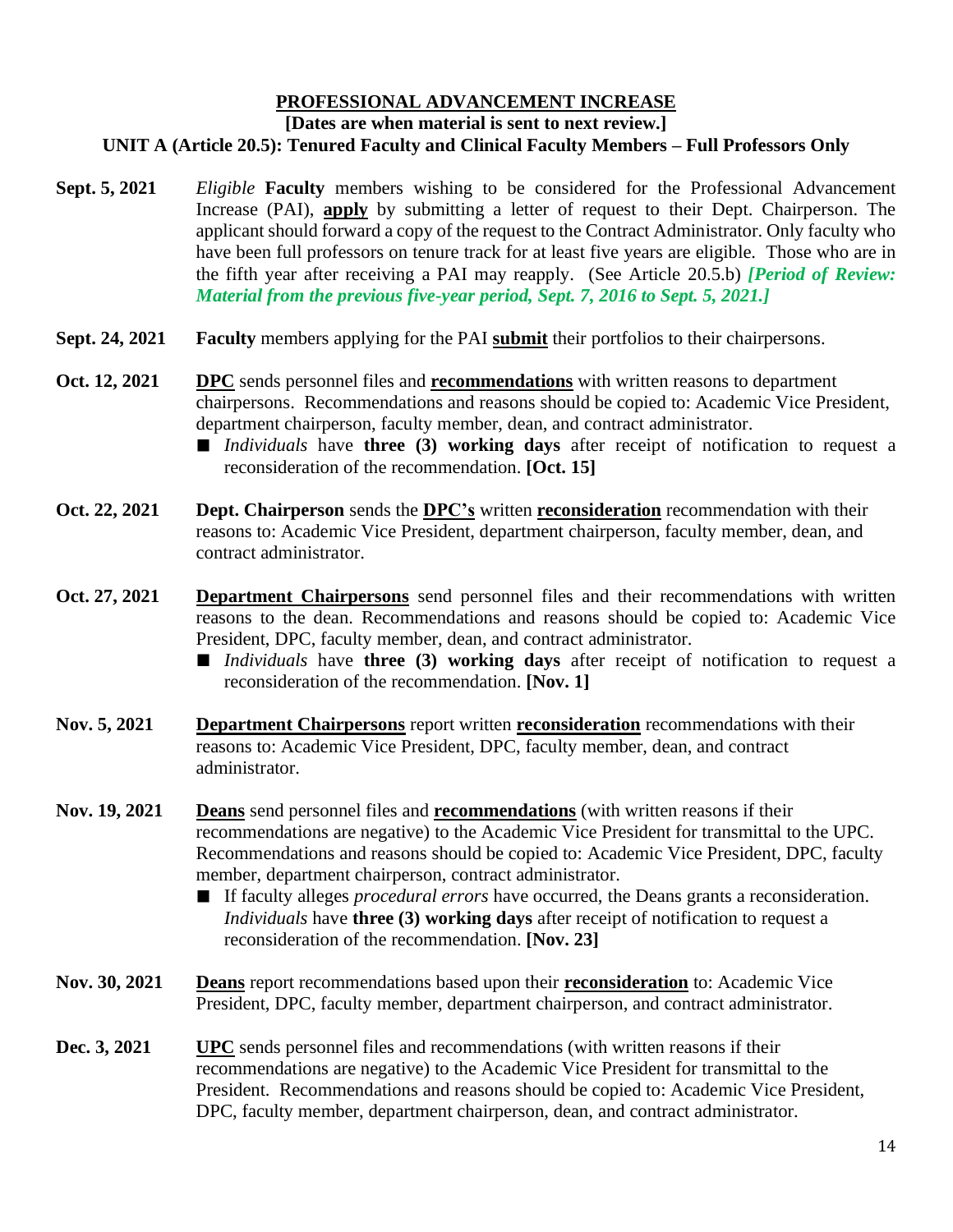**PROFESSIONAL ADVANCEMENT INCREASE**

**[Dates are when material is sent to next review.]**

**UNIT A (Article 20.5): Tenured Faculty and Clinical Faculty Members – Full Professors Only**

**Sept. 5, 2021** *Eligible* **Faculty** members wishing to be considered for the Professional Advancement Increase (PAI), **apply** by submitting a letter of request to their Dept. Chairperson. The applicant should forward a copy of the request to the Contract Administrator. Only faculty who have been full professors on tenure track for at least five years are eligible. Those who are in the fifth year after receiving a PAI may reapply. (See Article 20.5.b) ***[Period of Review: Material from the previous five-year period, Sept. 7, 2016 to Sept. 5, 2021.]***

**Sept. 24, 2021** **Faculty** members applying for the PAI **submit** their portfolios to their chairpersons.

**Oct. 12, 2021** **DPC** sends personnel files and **recommendations** with written reasons to department chairpersons. Recommendations and reasons should be copied to: Academic Vice President, department chairperson, faculty member, dean, and contract administrator.

- *Individuals* have **three (3) working days** after receipt of notification to request a reconsideration of the recommendation. **[Oct. 15]**

**Oct. 22, 2021** **Dept. Chairperson** sends the **DPC's** written **reconsideration** recommendation with their reasons to: Academic Vice President, department chairperson, faculty member, dean, and contract administrator.

**Oct. 27, 2021** **Department Chairpersons** send personnel files and their recommendations with written reasons to the dean. Recommendations and reasons should be copied to: Academic Vice President, DPC, faculty member, dean, and contract administrator.

- *Individuals* have **three (3) working days** after receipt of notification to request a reconsideration of the recommendation. **[Nov. 1]**

**Nov. 5, 2021** **Department Chairpersons** report written **reconsideration** recommendations with their reasons to: Academic Vice President, DPC, faculty member, dean, and contract administrator.

**Nov. 19, 2021** **Deans** send personnel files and **recommendations** (with written reasons if their recommendations are negative) to the Academic Vice President for transmittal to the UPC. Recommendations and reasons should be copied to: Academic Vice President, DPC, faculty member, department chairperson, contract administrator.

- If faculty alleges *procedural errors* have occurred, the Deans grants a reconsideration. *Individuals* have **three (3) working days** after receipt of notification to request a reconsideration of the recommendation. **[Nov. 23]**

**Nov. 30, 2021** **Deans** report recommendations based upon their **reconsideration** to: Academic Vice President, DPC, faculty member, department chairperson, and contract administrator.

**Dec. 3, 2021** **UPC** sends personnel files and recommendations (with written reasons if their recommendations are negative) to the Academic Vice President for transmittal to the President. Recommendations and reasons should be copied to: Academic Vice President, DPC, faculty member, department chairperson, dean, and contract administrator.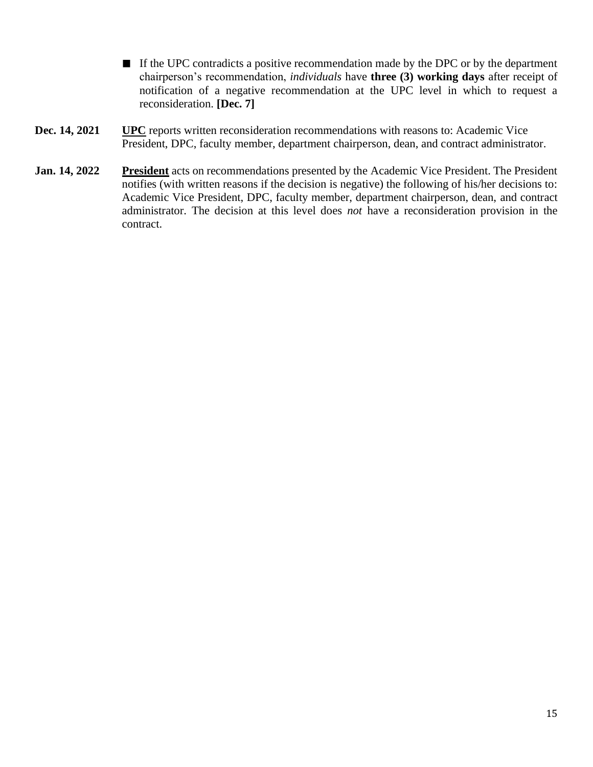- If the UPC contradicts a positive recommendation made by the DPC or by the department chairperson's recommendation, *individuals* have **three (3) working days** after receipt of notification of a negative recommendation at the UPC level in which to request a reconsideration. **[Dec. 7]**

**Dec. 14, 2021** <u>**UPC**</u> reports written reconsideration recommendations with reasons to: Academic Vice President, DPC, faculty member, department chairperson, dean, and contract administrator.

**Jan. 14, 2022** <u>**President**</u> acts on recommendations presented by the Academic Vice President. The President notifies (with written reasons if the decision is negative) the following of his/her decisions to: Academic Vice President, DPC, faculty member, department chairperson, dean, and contract administrator. The decision at this level does *not* have a reconsideration provision in the contract.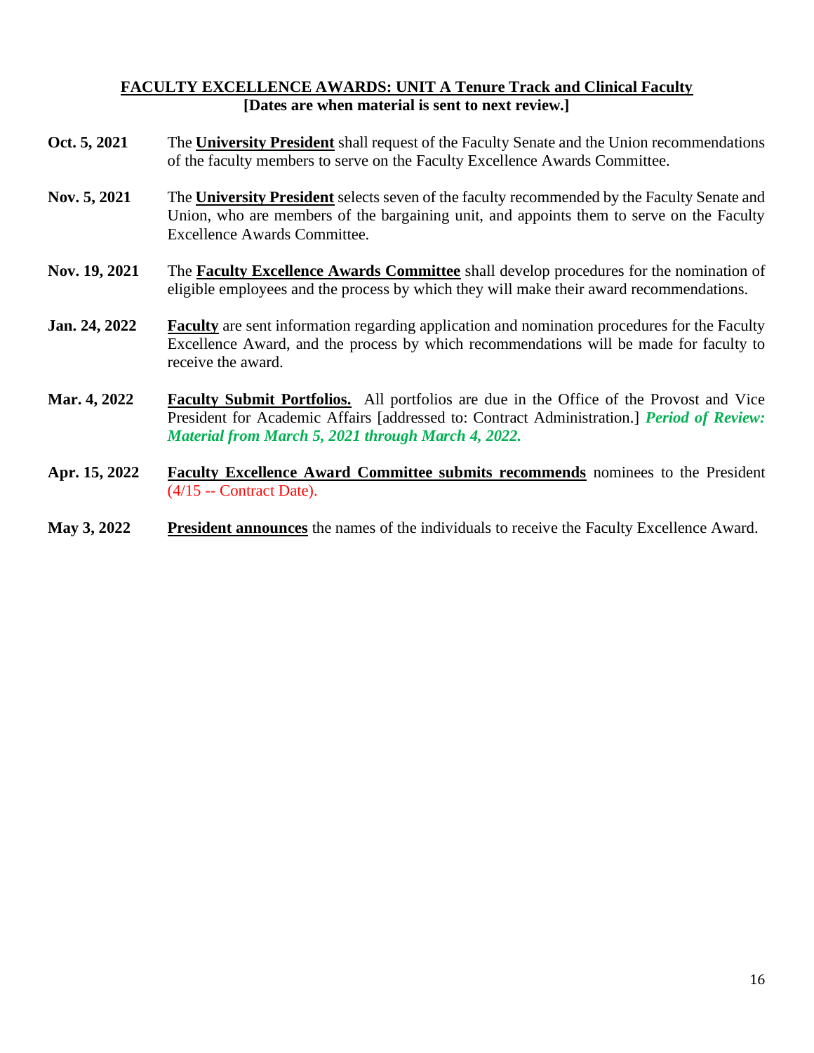## FACULTY EXCELLENCE AWARDS: UNIT A Tenure Track and Clinical Faculty
**[Dates are when material is sent to next review.]**

**Oct. 5, 2021** The **University President** shall request of the Faculty Senate and the Union recommendations of the faculty members to serve on the Faculty Excellence Awards Committee.

**Nov. 5, 2021** The **University President** selects seven of the faculty recommended by the Faculty Senate and Union, who are members of the bargaining unit, and appoints them to serve on the Faculty Excellence Awards Committee.

**Nov. 19, 2021** The **Faculty Excellence Awards Committee** shall develop procedures for the nomination of eligible employees and the process by which they will make their award recommendations.

**Jan. 24, 2022** **Faculty** are sent information regarding application and nomination procedures for the Faculty Excellence Award, and the process by which recommendations will be made for faculty to receive the award.

**Mar. 4, 2022** **Faculty Submit Portfolios.** All portfolios are due in the Office of the Provost and Vice President for Academic Affairs [addressed to: Contract Administration.] ***Period of Review: Material from March 5, 2021 through March 4, 2022.***

**Apr. 15, 2022** **Faculty Excellence Award Committee submits recommends** nominees to the President (4/15 -- Contract Date).

**May 3, 2022** **President announces** the names of the individuals to receive the Faculty Excellence Award.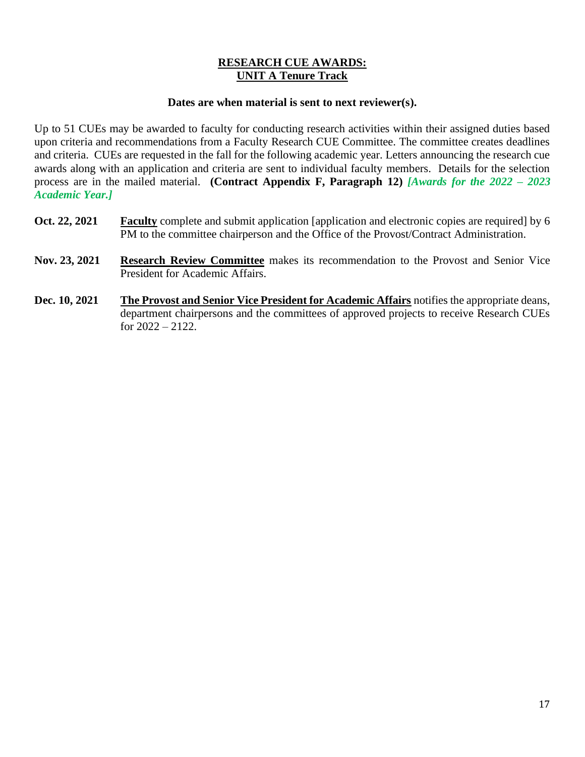## **RESEARCH CUE AWARDS:**
## **UNIT A Tenure Track**

**Dates are when material is sent to next reviewer(s).**

Up to 51 CUEs may be awarded to faculty for conducting research activities within their assigned duties based upon criteria and recommendations from a Faculty Research CUE Committee. The committee creates deadlines and criteria. CUEs are requested in the fall for the following academic year. Letters announcing the research cue awards along with an application and criteria are sent to individual faculty members. Details for the selection process are in the mailed material. **(Contract Appendix F, Paragraph 12)** ***[Awards for the 2022 – 2023 Academic Year.]***

**Oct. 22, 2021** **Faculty** complete and submit application [application and electronic copies are required] by 6 PM to the committee chairperson and the Office of the Provost/Contract Administration.

**Nov. 23, 2021** **Research Review Committee** makes its recommendation to the Provost and Senior Vice President for Academic Affairs.

**Dec. 10, 2021** **The Provost and Senior Vice President for Academic Affairs** notifies the appropriate deans, department chairpersons and the committees of approved projects to receive Research CUEs for 2022 – 2122.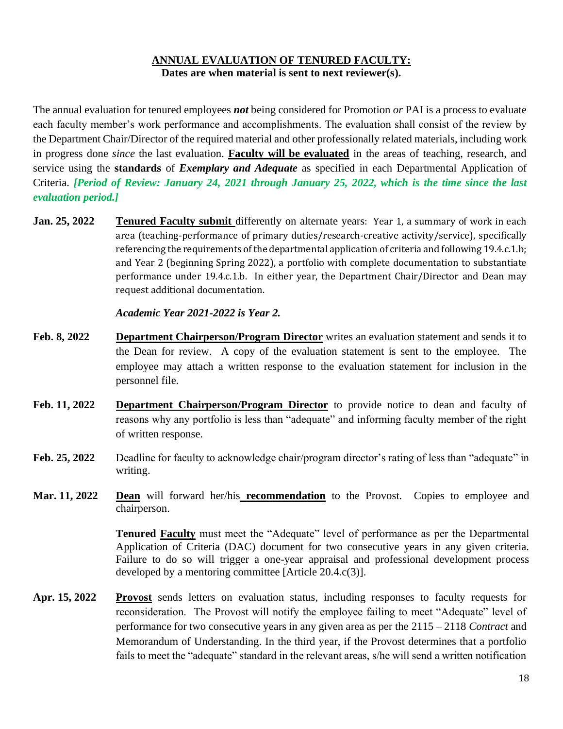## ANNUAL EVALUATION OF TENURED FACULTY:

**Dates are when material is sent to next reviewer(s).**

The annual evaluation for tenured employees ***not*** being considered for Promotion *or* PAI is a process to evaluate each faculty member's work performance and accomplishments. The evaluation shall consist of the review by the Department Chair/Director of the required material and other professionally related materials, including work in progress done *since* the last evaluation. **Faculty will be evaluated** in the areas of teaching, research, and service using the **standards** of ***Exemplary and Adequate*** as specified in each Departmental Application of Criteria. ***[Period of Review: January 24, 2021 through January 25, 2022, which is the time since the last evaluation period.]***

**Jan. 25, 2022** — **Tenured Faculty submit** differently on alternate years: Year 1, a summary of work in each area (teaching-performance of primary duties/research-creative activity/service), specifically referencing the requirements of the departmental application of criteria and following 19.4.c.1.b; and Year 2 (beginning Spring 2022), a portfolio with complete documentation to substantiate performance under 19.4.c.1.b. In either year, the Department Chair/Director and Dean may request additional documentation.

***Academic Year 2021-2022 is Year 2.***

**Feb. 8, 2022** — **Department Chairperson/Program Director** writes an evaluation statement and sends it to the Dean for review. A copy of the evaluation statement is sent to the employee. The employee may attach a written response to the evaluation statement for inclusion in the personnel file.

**Feb. 11, 2022** — **Department Chairperson/Program Director** to provide notice to dean and faculty of reasons why any portfolio is less than "adequate" and informing faculty member of the right of written response.

**Feb. 25, 2022** — Deadline for faculty to acknowledge chair/program director's rating of less than "adequate" in writing.

**Mar. 11, 2022** — **Dean** will forward her/his **recommendation** to the Provost. Copies to employee and chairperson.

**Tenured Faculty** must meet the "Adequate" level of performance as per the Departmental Application of Criteria (DAC) document for two consecutive years in any given criteria. Failure to do so will trigger a one-year appraisal and professional development process developed by a mentoring committee [Article 20.4.c(3)].

**Apr. 15, 2022** — **Provost** sends letters on evaluation status, including responses to faculty requests for reconsideration. The Provost will notify the employee failing to meet "Adequate" level of performance for two consecutive years in any given area as per the 2115 – 2118 *Contract* and Memorandum of Understanding. In the third year, if the Provost determines that a portfolio fails to meet the "adequate" standard in the relevant areas, s/he will send a written notification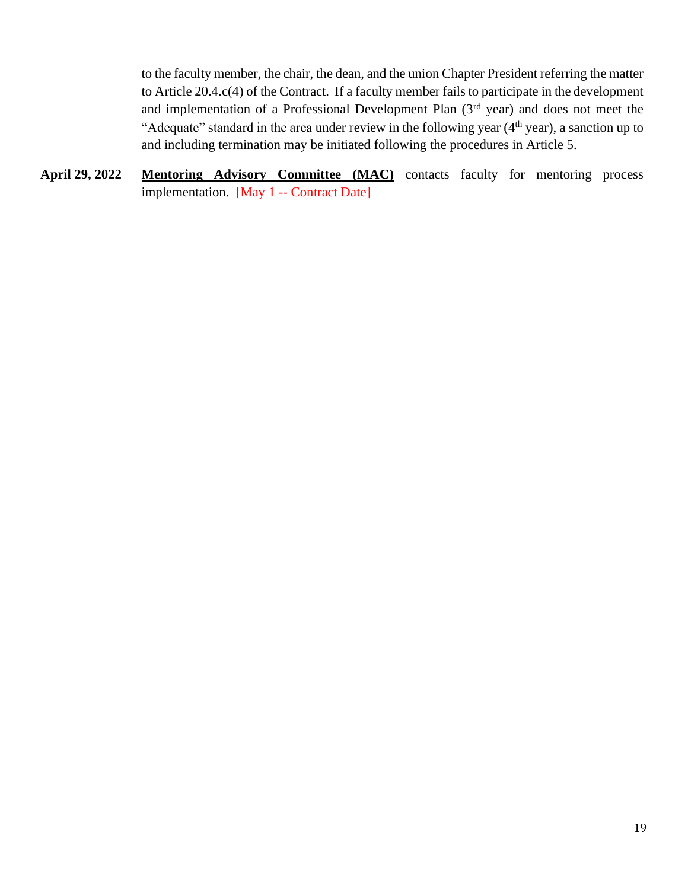to the faculty member, the chair, the dean, and the union Chapter President referring the matter to Article 20.4.c(4) of the Contract. If a faculty member fails to participate in the development and implementation of a Professional Development Plan (3rd year) and does not meet the "Adequate" standard in the area under review in the following year (4th year), a sanction up to and including termination may be initiated following the procedures in Article 5.

**April 29, 2022** **Mentoring Advisory Committee (MAC)** contacts faculty for mentoring process implementation. [May 1 -- Contract Date]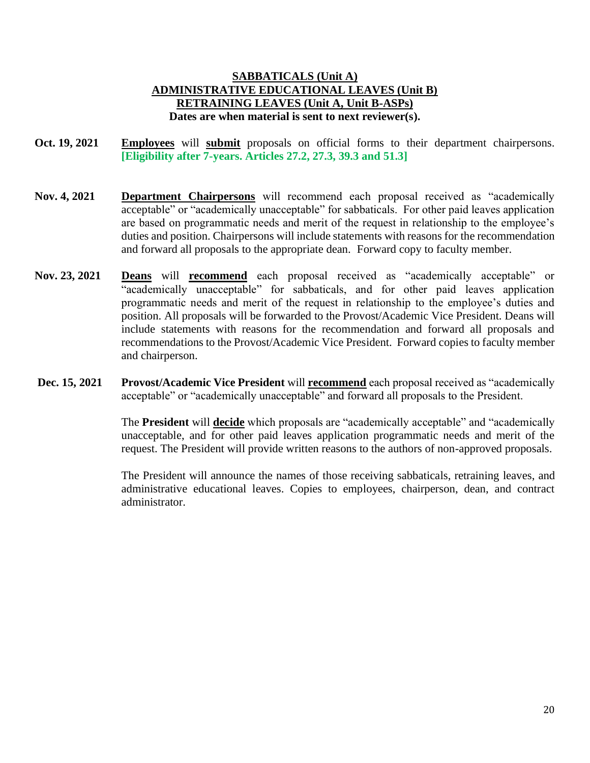**SABBATICALS (Unit A)**
**ADMINISTRATIVE EDUCATIONAL LEAVES (Unit B)**
**RETRAINING LEAVES (Unit A, Unit B-ASPs)**
**Dates are when material is sent to next reviewer(s).**

**Oct. 19, 2021** **Employees** will **submit** proposals on official forms to their department chairpersons. **[Eligibility after 7-years. Articles 27.2, 27.3, 39.3 and 51.3]**

**Nov. 4, 2021** **Department Chairpersons** will recommend each proposal received as "academically acceptable" or "academically unacceptable" for sabbaticals. For other paid leaves application are based on programmatic needs and merit of the request in relationship to the employee's duties and position. Chairpersons will include statements with reasons for the recommendation and forward all proposals to the appropriate dean. Forward copy to faculty member.

**Nov. 23, 2021** **Deans** will **recommend** each proposal received as "academically acceptable" or "academically unacceptable" for sabbaticals, and for other paid leaves application programmatic needs and merit of the request in relationship to the employee's duties and position. All proposals will be forwarded to the Provost/Academic Vice President. Deans will include statements with reasons for the recommendation and forward all proposals and recommendations to the Provost/Academic Vice President. Forward copies to faculty member and chairperson.

**Dec. 15, 2021** **Provost/Academic Vice President** will **recommend** each proposal received as "academically acceptable" or "academically unacceptable" and forward all proposals to the President.

The **President** will **decide** which proposals are "academically acceptable" and "academically unacceptable, and for other paid leaves application programmatic needs and merit of the request. The President will provide written reasons to the authors of non-approved proposals.

The President will announce the names of those receiving sabbaticals, retraining leaves, and administrative educational leaves. Copies to employees, chairperson, dean, and contract administrator.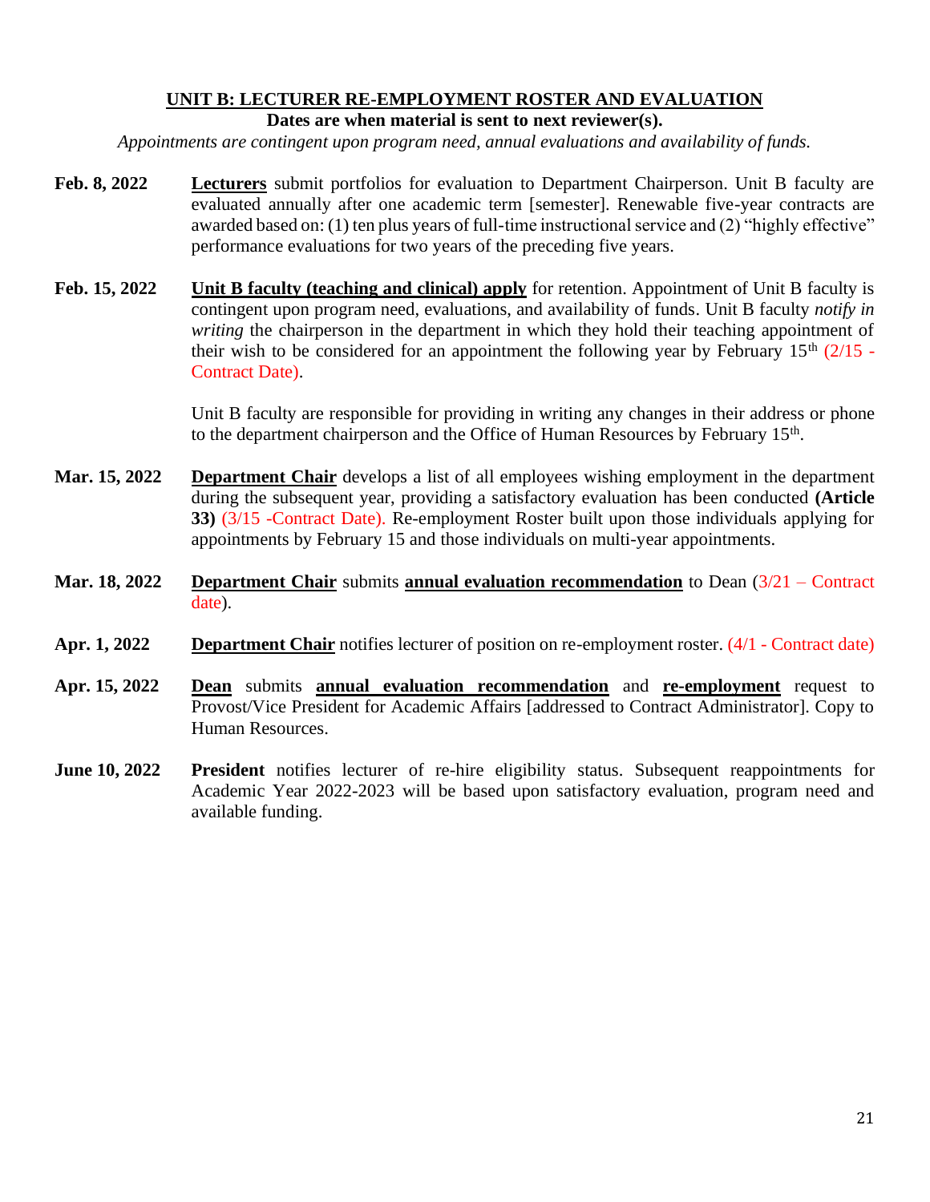## UNIT B: LECTURER RE-EMPLOYMENT ROSTER AND EVALUATION

**Dates are when material is sent to next reviewer(s).**

*Appointments are contingent upon program need, annual evaluations and availability of funds.*

**Feb. 8, 2022** **Lecturers** submit portfolios for evaluation to Department Chairperson. Unit B faculty are evaluated annually after one academic term [semester]. Renewable five-year contracts are awarded based on: (1) ten plus years of full-time instructional service and (2) "highly effective" performance evaluations for two years of the preceding five years.

**Feb. 15, 2022** **Unit B faculty (teaching and clinical) apply** for retention. Appointment of Unit B faculty is contingent upon program need, evaluations, and availability of funds. Unit B faculty *notify in writing* the chairperson in the department in which they hold their teaching appointment of their wish to be considered for an appointment the following year by February 15th (2/15 - Contract Date).

Unit B faculty are responsible for providing in writing any changes in their address or phone to the department chairperson and the Office of Human Resources by February 15th.

**Mar. 15, 2022** **Department Chair** develops a list of all employees wishing employment in the department during the subsequent year, providing a satisfactory evaluation has been conducted **(Article 33)** (3/15 -Contract Date). Re-employment Roster built upon those individuals applying for appointments by February 15 and those individuals on multi-year appointments.

**Mar. 18, 2022** **Department Chair** submits **annual evaluation recommendation** to Dean (3/21 – Contract date).

**Apr. 1, 2022** **Department Chair** notifies lecturer of position on re-employment roster. (4/1 - Contract date)

**Apr. 15, 2022** **Dean** submits **annual evaluation recommendation** and **re-employment** request to Provost/Vice President for Academic Affairs [addressed to Contract Administrator]. Copy to Human Resources.

**June 10, 2022** **President** notifies lecturer of re-hire eligibility status. Subsequent reappointments for Academic Year 2022-2023 will be based upon satisfactory evaluation, program need and available funding.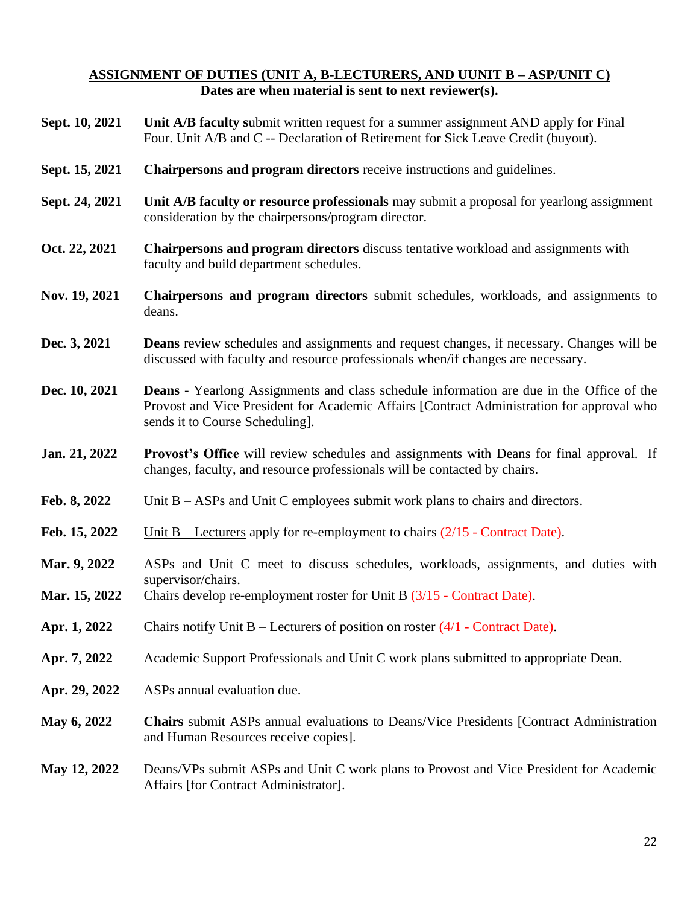## ASSIGNMENT OF DUTIES (UNIT A, B-LECTURERS, AND UUNIT B – ASP/UNIT C)

**Dates are when material is sent to next reviewer(s).**

**Sept. 10, 2021** — **Unit A/B faculty s**ubmit written request for a summer assignment AND apply for Final Four. Unit A/B and C -- Declaration of Retirement for Sick Leave Credit (buyout).

**Sept. 15, 2021** — **Chairpersons and program directors** receive instructions and guidelines.

**Sept. 24, 2021** — **Unit A/B faculty or resource professionals** may submit a proposal for yearlong assignment consideration by the chairpersons/program director.

**Oct. 22, 2021** — **Chairpersons and program directors** discuss tentative workload and assignments with faculty and build department schedules.

**Nov. 19, 2021** — **Chairpersons and program directors** submit schedules, workloads, and assignments to deans.

**Dec. 3, 2021** — **Deans** review schedules and assignments and request changes, if necessary. Changes will be discussed with faculty and resource professionals when/if changes are necessary.

**Dec. 10, 2021** — **Deans -** Yearlong Assignments and class schedule information are due in the Office of the Provost and Vice President for Academic Affairs [Contract Administration for approval who sends it to Course Scheduling].

**Jan. 21, 2022** — **Provost's Office** will review schedules and assignments with Deans for final approval. If changes, faculty, and resource professionals will be contacted by chairs.

**Feb. 8, 2022** — Unit B – ASPs and Unit C employees submit work plans to chairs and directors.

**Feb. 15, 2022** — Unit B – Lecturers apply for re-employment to chairs (2/15 - Contract Date).

**Mar. 9, 2022** — ASPs and Unit C meet to discuss schedules, workloads, assignments, and duties with supervisor/chairs.

**Mar. 15, 2022** — Chairs develop re-employment roster for Unit B (3/15 - Contract Date).

**Apr. 1, 2022** — Chairs notify Unit B – Lecturers of position on roster (4/1 - Contract Date).

**Apr. 7, 2022** — Academic Support Professionals and Unit C work plans submitted to appropriate Dean.

**Apr. 29, 2022** — ASPs annual evaluation due.

**May 6, 2022** — **Chairs** submit ASPs annual evaluations to Deans/Vice Presidents [Contract Administration and Human Resources receive copies].

**May 12, 2022** — Deans/VPs submit ASPs and Unit C work plans to Provost and Vice President for Academic Affairs [for Contract Administrator].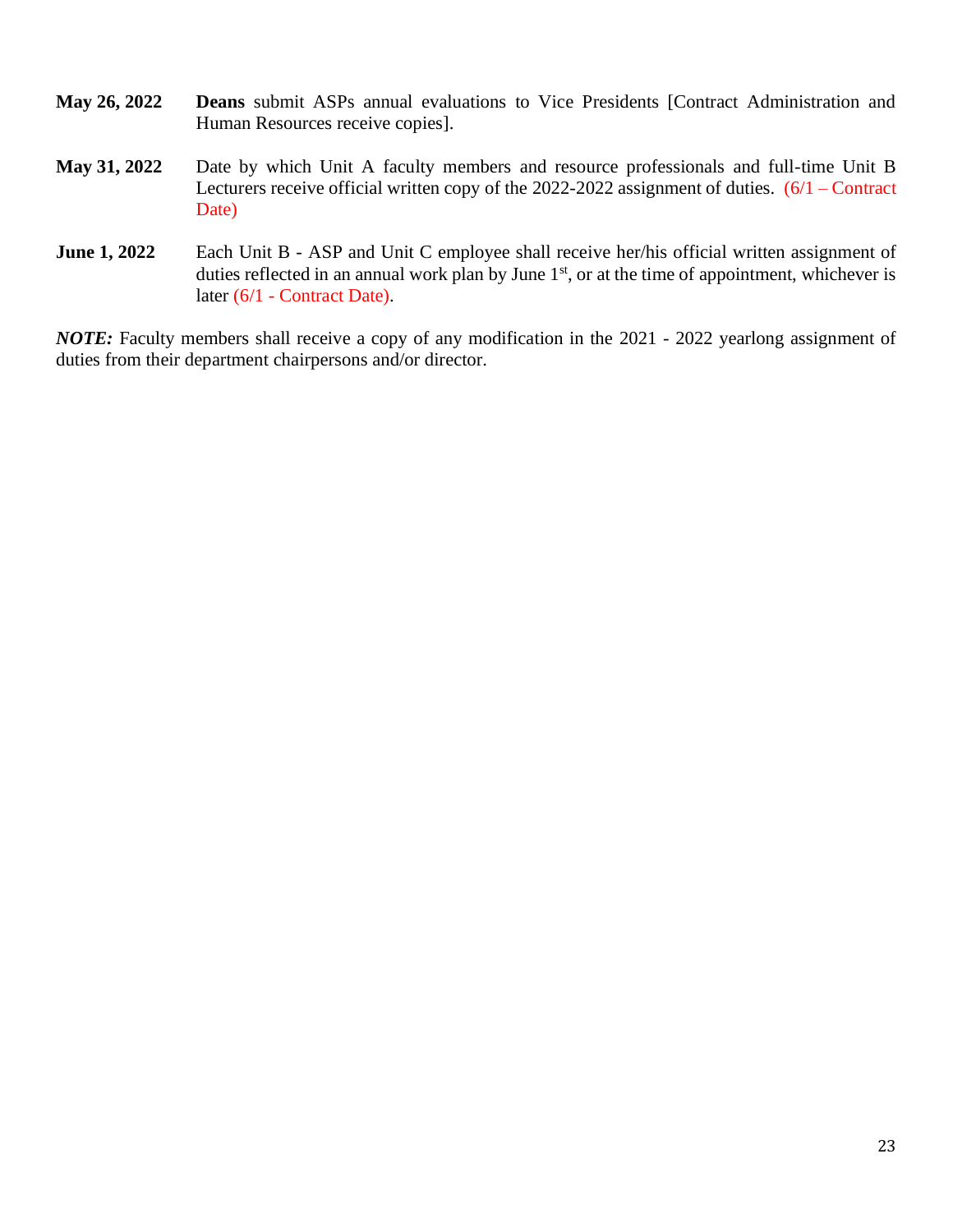**May 26, 2022** **Deans** submit ASPs annual evaluations to Vice Presidents [Contract Administration and Human Resources receive copies].

**May 31, 2022** Date by which Unit A faculty members and resource professionals and full-time Unit B Lecturers receive official written copy of the 2022-2022 assignment of duties. (6/1 – Contract Date)

**June 1, 2022** Each Unit B - ASP and Unit C employee shall receive her/his official written assignment of duties reflected in an annual work plan by June 1st, or at the time of appointment, whichever is later (6/1 - Contract Date).

***NOTE:*** Faculty members shall receive a copy of any modification in the 2021 - 2022 yearlong assignment of duties from their department chairpersons and/or director.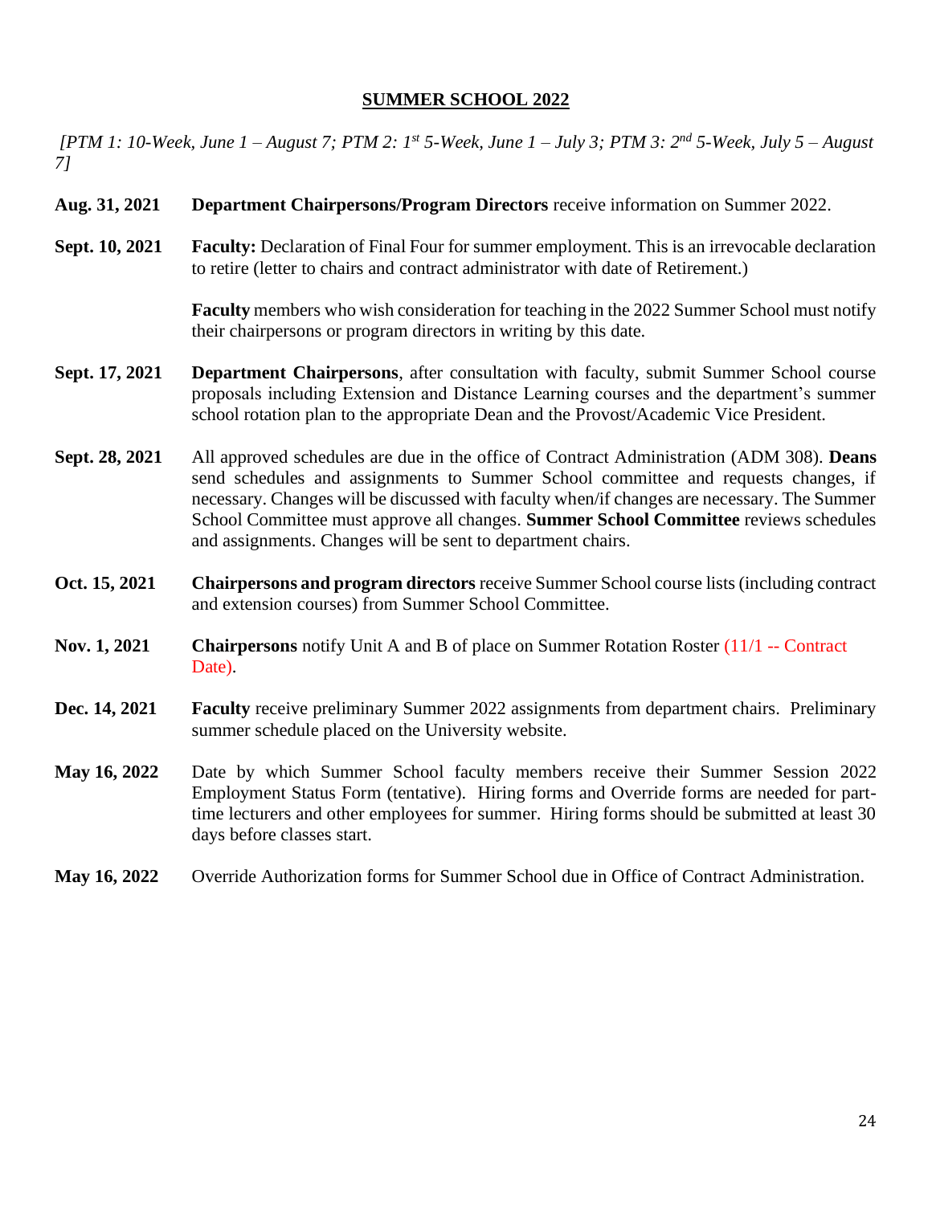## SUMMER SCHOOL 2022

*[PTM 1: 10-Week, June 1 – August 7; PTM 2: 1st 5-Week, June 1 – July 3; PTM 3: 2nd 5-Week, July 5 – August 7]*

**Aug. 31, 2021** — **Department Chairpersons/Program Directors** receive information on Summer 2022.

**Sept. 10, 2021** — **Faculty:** Declaration of Final Four for summer employment. This is an irrevocable declaration to retire (letter to chairs and contract administrator with date of Retirement.)

**Faculty** members who wish consideration for teaching in the 2022 Summer School must notify their chairpersons or program directors in writing by this date.

**Sept. 17, 2021** — **Department Chairpersons**, after consultation with faculty, submit Summer School course proposals including Extension and Distance Learning courses and the department's summer school rotation plan to the appropriate Dean and the Provost/Academic Vice President.

**Sept. 28, 2021** — All approved schedules are due in the office of Contract Administration (ADM 308). **Deans** send schedules and assignments to Summer School committee and requests changes, if necessary. Changes will be discussed with faculty when/if changes are necessary. The Summer School Committee must approve all changes. **Summer School Committee** reviews schedules and assignments. Changes will be sent to department chairs.

**Oct. 15, 2021** — **Chairpersons and program directors** receive Summer School course lists (including contract and extension courses) from Summer School Committee.

**Nov. 1, 2021** — **Chairpersons** notify Unit A and B of place on Summer Rotation Roster (11/1 -- Contract Date).

**Dec. 14, 2021** — **Faculty** receive preliminary Summer 2022 assignments from department chairs. Preliminary summer schedule placed on the University website.

**May 16, 2022** — Date by which Summer School faculty members receive their Summer Session 2022 Employment Status Form (tentative). Hiring forms and Override forms are needed for part-time lecturers and other employees for summer. Hiring forms should be submitted at least 30 days before classes start.

**May 16, 2022** — Override Authorization forms for Summer School due in Office of Contract Administration.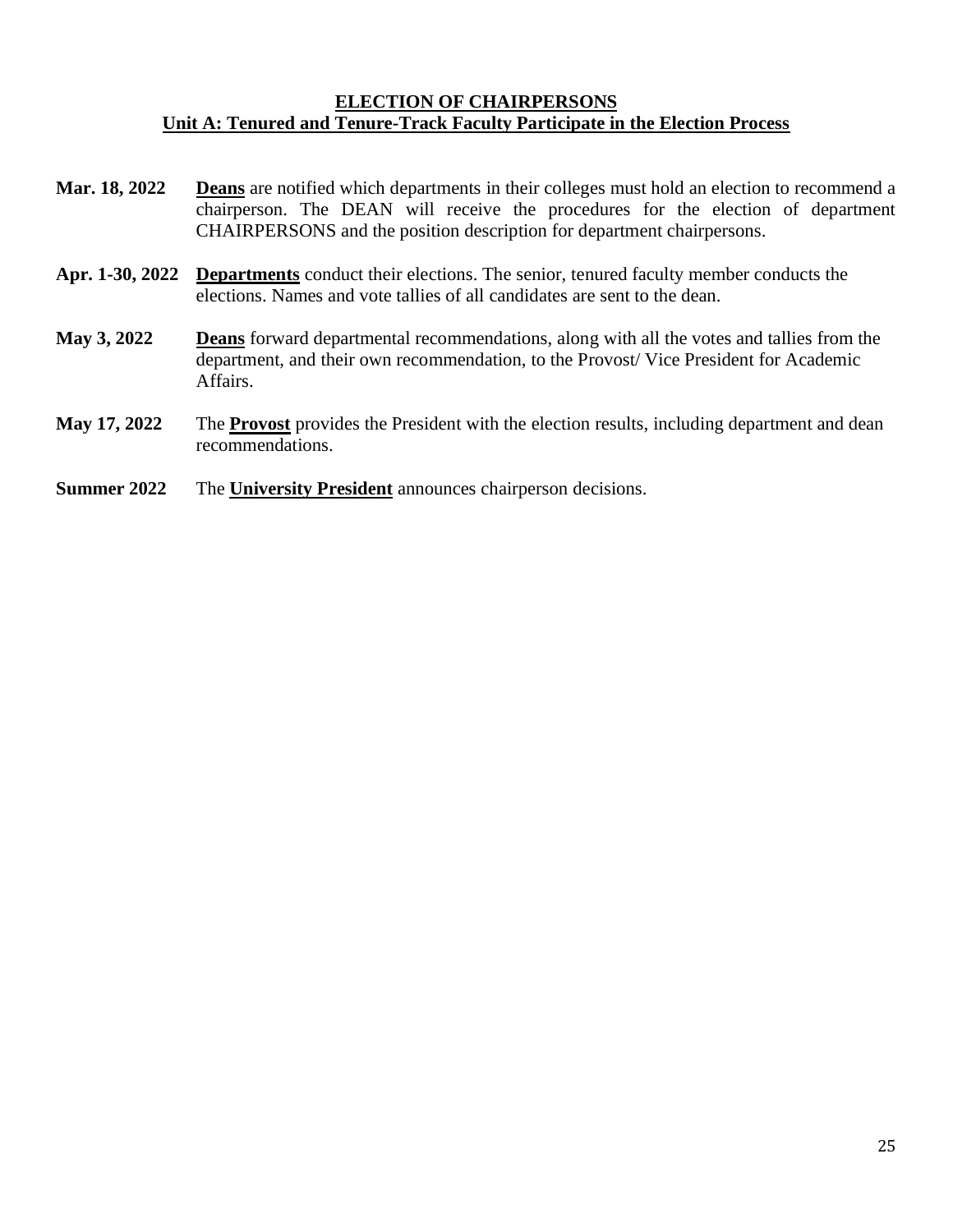**ELECTION OF CHAIRPERSONS**
**Unit A: Tenured and Tenure-Track Faculty Participate in the Election Process**

**Mar. 18, 2022** **Deans** are notified which departments in their colleges must hold an election to recommend a chairperson. The DEAN will receive the procedures for the election of department CHAIRPERSONS and the position description for department chairpersons.

**Apr. 1-30, 2022** **Departments** conduct their elections. The senior, tenured faculty member conducts the elections. Names and vote tallies of all candidates are sent to the dean.

**May 3, 2022** **Deans** forward departmental recommendations, along with all the votes and tallies from the department, and their own recommendation, to the Provost/ Vice President for Academic Affairs.

**May 17, 2022** The **Provost** provides the President with the election results, including department and dean recommendations.

**Summer 2022** The **University President** announces chairperson decisions.